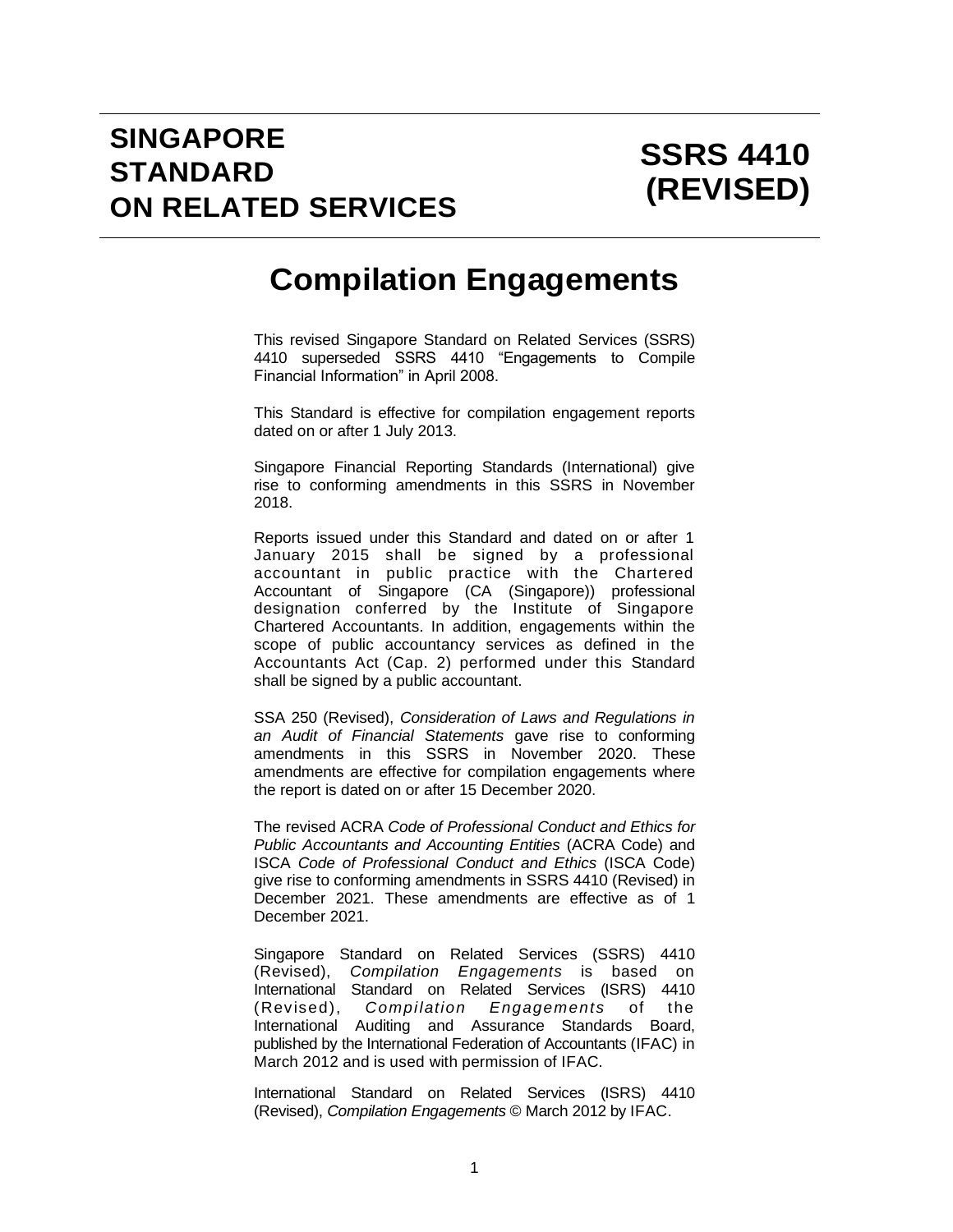# SINGAPORE STANDARD ON RELATED SERVICES

# SSRS 4410 (REVISED)

## Compilation Engagements

This revised Singapore Standard on Related Services (SSRS) 4410 superseded SSRS 4410 "Engagements to Compile Financial Information" in April 2008.

This Standard is effective for compilation engagement reports dated on or after 1 July 2013.

Singapore Financial Reporting Standards (International) give rise to conforming amendments in this SSRS in November 2018.

Reports issued under this Standard and dated on or after 1 January 2015 shall be signed by a professional accountant in public practice with the Chartered Accountant of Singapore (CA (Singapore)) professional designation conferred by the Institute of Singapore Chartered Accountants. In addition, engagements within the scope of public accountancy services as defined in the Accountants Act (Cap. 2) performed under this Standard shall be signed by a public accountant.

SSA 250 (Revised), *Consideration of Laws and Regulations in an Audit of Financial Statements* gave rise to conforming amendments in this SSRS in November 2020. These amendments are effective for compilation engagements where the report is dated on or after 15 December 2020.

The revised ACRA *Code of Professional Conduct and Ethics for Public Accountants and Accounting Entities* (ACRA Code) and ISCA *Code of Professional Conduct and Ethics* (ISCA Code) give rise to conforming amendments in SSRS 4410 (Revised) in December 2021. These amendments are effective as of 1 December 2021.

Singapore Standard on Related Services (SSRS) 4410 (Revised), *Compilation Engagements* is based on International Standard on Related Services (ISRS) 4410 (Revised), *Compilation Engagements* of the International Auditing and Assurance Standards Board, published by the International Federation of Accountants (IFAC) in March 2012 and is used with permission of IFAC.

International Standard on Related Services (ISRS) 4410 (Revised), *Compilation Engagements* © March 2012 by IFAC.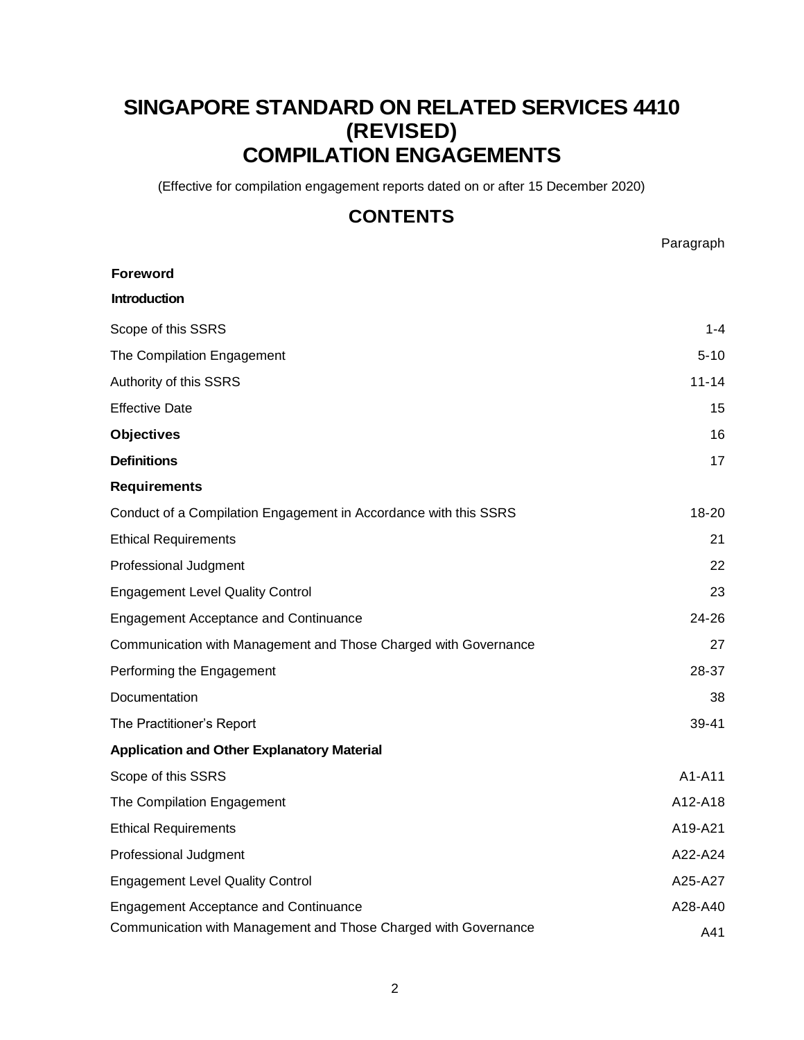# SINGAPORE STANDARD ON RELATED SERVICES 4410 (REVISED)
# COMPILATION ENGAGEMENTS

(Effective for compilation engagement reports dated on or after 15 December 2020)

## CONTENTS

| | Paragraph |
|---|---|
| **Foreword** | |
| **Introduction** | |
| Scope of this SSRS | 1-4 |
| The Compilation Engagement | 5-10 |
| Authority of this SSRS | 11-14 |
| Effective Date | 15 |
| **Objectives** | 16 |
| **Definitions** | 17 |
| **Requirements** | |
| Conduct of a Compilation Engagement in Accordance with this SSRS | 18-20 |
| Ethical Requirements | 21 |
| Professional Judgment | 22 |
| Engagement Level Quality Control | 23 |
| Engagement Acceptance and Continuance | 24-26 |
| Communication with Management and Those Charged with Governance | 27 |
| Performing the Engagement | 28-37 |
| Documentation | 38 |
| The Practitioner's Report | 39-41 |
| **Application and Other Explanatory Material** | |
| Scope of this SSRS | A1-A11 |
| The Compilation Engagement | A12-A18 |
| Ethical Requirements | A19-A21 |
| Professional Judgment | A22-A24 |
| Engagement Level Quality Control | A25-A27 |
| Engagement Acceptance and Continuance | A28-A40 |
| Communication with Management and Those Charged with Governance | A41 |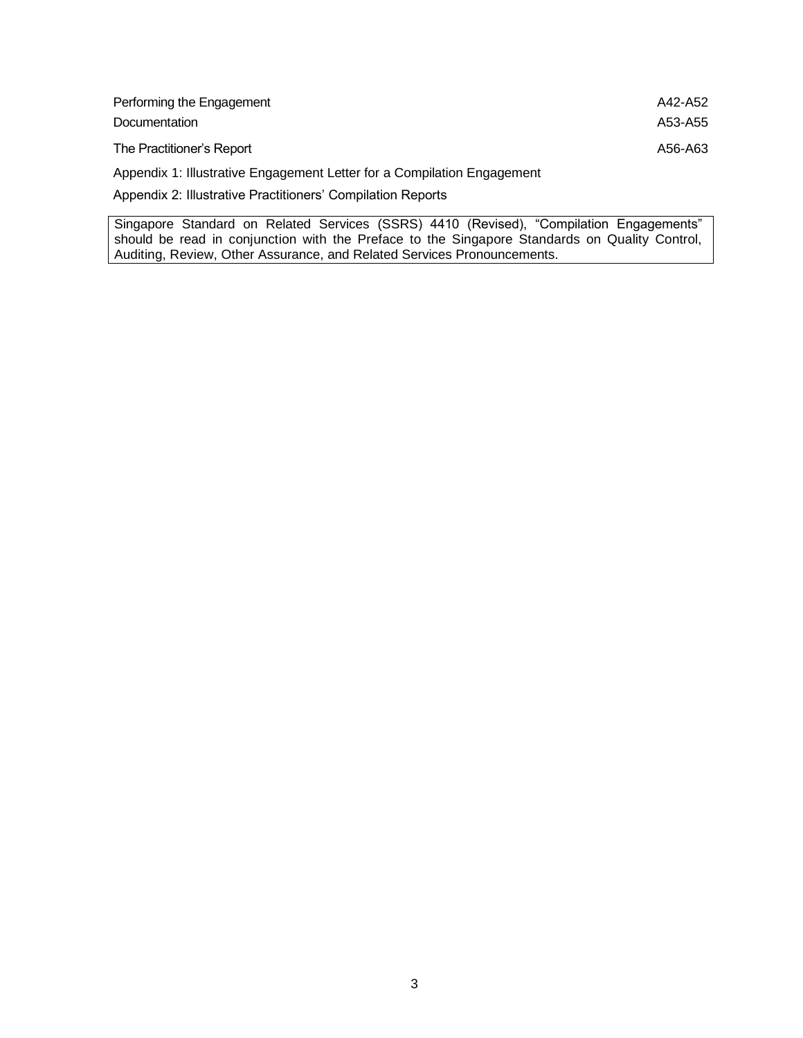| | |
|---|---|
| Performing the Engagement | A42-A52 |
| Documentation | A53-A55 |
| The Practitioner's Report | A56-A63 |

Appendix 1: Illustrative Engagement Letter for a Compilation Engagement

Appendix 2: Illustrative Practitioners' Compilation Reports

Singapore Standard on Related Services (SSRS) 4410 (Revised), "Compilation Engagements" should be read in conjunction with the Preface to the Singapore Standards on Quality Control, Auditing, Review, Other Assurance, and Related Services Pronouncements.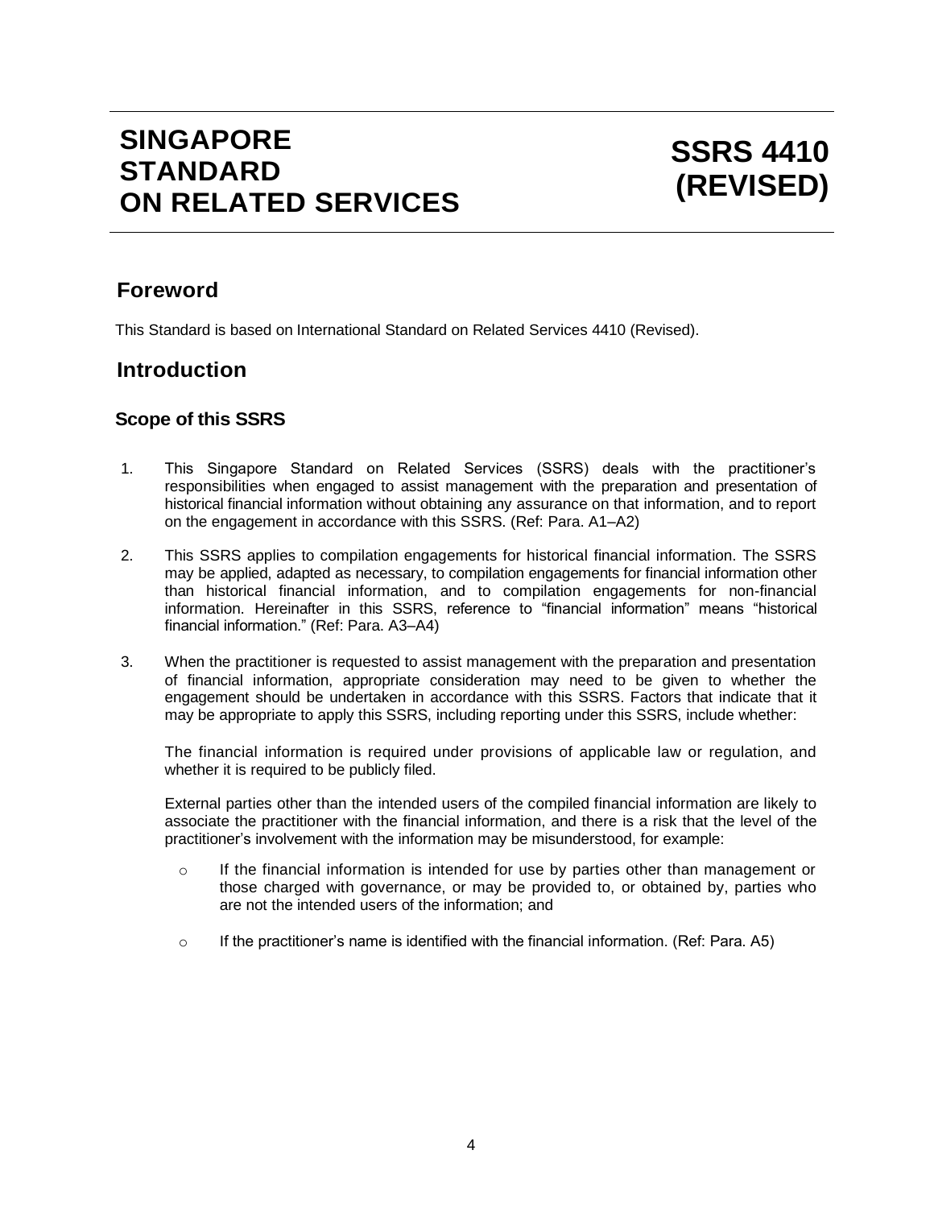# SINGAPORE STANDARD ON RELATED SERVICES

# SSRS 4410 (REVISED)

## Foreword

This Standard is based on International Standard on Related Services 4410 (Revised).

## Introduction

### Scope of this SSRS

1. This Singapore Standard on Related Services (SSRS) deals with the practitioner's responsibilities when engaged to assist management with the preparation and presentation of historical financial information without obtaining any assurance on that information, and to report on the engagement in accordance with this SSRS. (Ref: Para. A1–A2)

2. This SSRS applies to compilation engagements for historical financial information. The SSRS may be applied, adapted as necessary, to compilation engagements for financial information other than historical financial information, and to compilation engagements for non-financial information. Hereinafter in this SSRS, reference to "financial information" means "historical financial information." (Ref: Para. A3–A4)

3. When the practitioner is requested to assist management with the preparation and presentation of financial information, appropriate consideration may need to be given to whether the engagement should be undertaken in accordance with this SSRS. Factors that indicate that it may be appropriate to apply this SSRS, including reporting under this SSRS, include whether:

   The financial information is required under provisions of applicable law or regulation, and whether it is required to be publicly filed.

   External parties other than the intended users of the compiled financial information are likely to associate the practitioner with the financial information, and there is a risk that the level of the practitioner's involvement with the information may be misunderstood, for example:

   - If the financial information is intended for use by parties other than management or those charged with governance, or may be provided to, or obtained by, parties who are not the intended users of the information; and
   - If the practitioner's name is identified with the financial information. (Ref: Para. A5)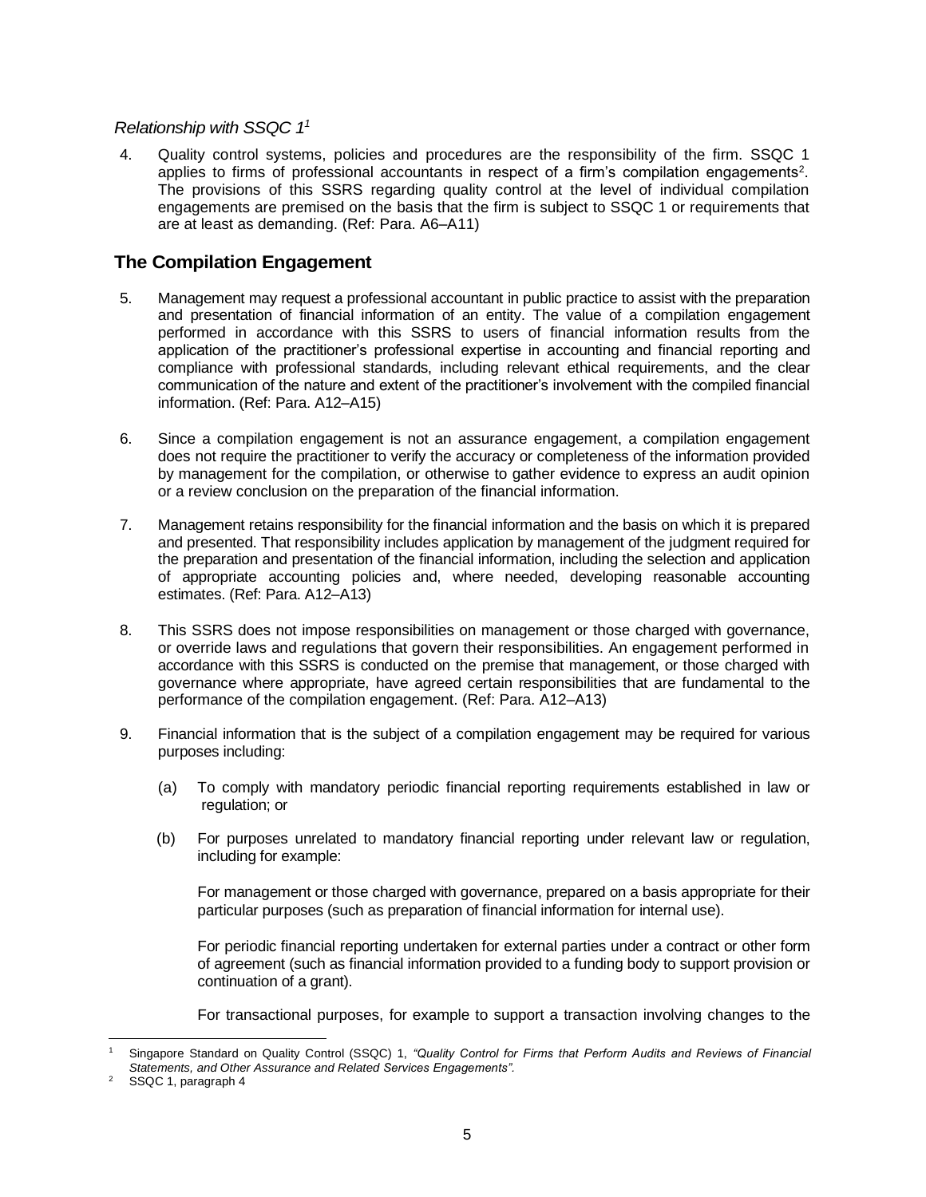*Relationship with SSQC 1*[1]

4. Quality control systems, policies and procedures are the responsibility of the firm. SSQC 1 applies to firms of professional accountants in respect of a firm's compilation engagements[2]. The provisions of this SSRS regarding quality control at the level of individual compilation engagements are premised on the basis that the firm is subject to SSQC 1 or requirements that are at least as demanding. (Ref: Para. A6–A11)

## The Compilation Engagement

5. Management may request a professional accountant in public practice to assist with the preparation and presentation of financial information of an entity. The value of a compilation engagement performed in accordance with this SSRS to users of financial information results from the application of the practitioner's professional expertise in accounting and financial reporting and compliance with professional standards, including relevant ethical requirements, and the clear communication of the nature and extent of the practitioner's involvement with the compiled financial information. (Ref: Para. A12–A15)

6. Since a compilation engagement is not an assurance engagement, a compilation engagement does not require the practitioner to verify the accuracy or completeness of the information provided by management for the compilation, or otherwise to gather evidence to express an audit opinion or a review conclusion on the preparation of the financial information.

7. Management retains responsibility for the financial information and the basis on which it is prepared and presented. That responsibility includes application by management of the judgment required for the preparation and presentation of the financial information, including the selection and application of appropriate accounting policies and, where needed, developing reasonable accounting estimates. (Ref: Para. A12–A13)

8. This SSRS does not impose responsibilities on management or those charged with governance, or override laws and regulations that govern their responsibilities. An engagement performed in accordance with this SSRS is conducted on the premise that management, or those charged with governance where appropriate, have agreed certain responsibilities that are fundamental to the performance of the compilation engagement. (Ref: Para. A12–A13)

9. Financial information that is the subject of a compilation engagement may be required for various purposes including:

   (a) To comply with mandatory periodic financial reporting requirements established in law or regulation; or

   (b) For purposes unrelated to mandatory financial reporting under relevant law or regulation, including for example:

   For management or those charged with governance, prepared on a basis appropriate for their particular purposes (such as preparation of financial information for internal use).

   For periodic financial reporting undertaken for external parties under a contract or other form of agreement (such as financial information provided to a funding body to support provision or continuation of a grant).

   For transactional purposes, for example to support a transaction involving changes to the

---

[1] Singapore Standard on Quality Control (SSQC) 1, *"Quality Control for Firms that Perform Audits and Reviews of Financial Statements, and Other Assurance and Related Services Engagements".*

[2] SSQC 1, paragraph 4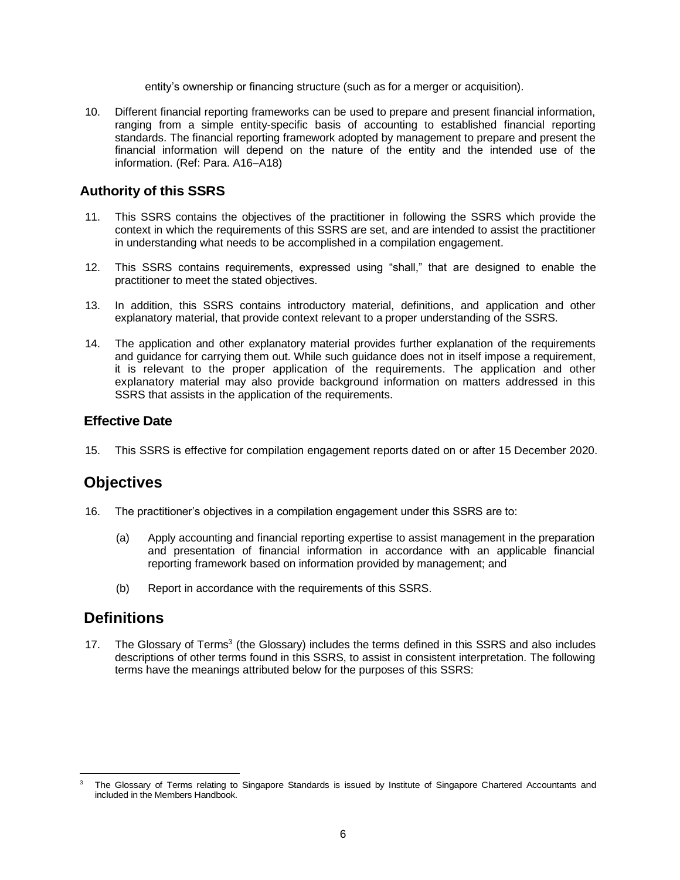entity's ownership or financing structure (such as for a merger or acquisition).

10. Different financial reporting frameworks can be used to prepare and present financial information, ranging from a simple entity-specific basis of accounting to established financial reporting standards. The financial reporting framework adopted by management to prepare and present the financial information will depend on the nature of the entity and the intended use of the information. (Ref: Para. A16–A18)

### Authority of this SSRS

11. This SSRS contains the objectives of the practitioner in following the SSRS which provide the context in which the requirements of this SSRS are set, and are intended to assist the practitioner in understanding what needs to be accomplished in a compilation engagement.

12. This SSRS contains requirements, expressed using "shall," that are designed to enable the practitioner to meet the stated objectives.

13. In addition, this SSRS contains introductory material, definitions, and application and other explanatory material, that provide context relevant to a proper understanding of the SSRS.

14. The application and other explanatory material provides further explanation of the requirements and guidance for carrying them out. While such guidance does not in itself impose a requirement, it is relevant to the proper application of the requirements. The application and other explanatory material may also provide background information on matters addressed in this SSRS that assists in the application of the requirements.

### Effective Date

15. This SSRS is effective for compilation engagement reports dated on or after 15 December 2020.

## Objectives

16. The practitioner's objectives in a compilation engagement under this SSRS are to:

    (a) Apply accounting and financial reporting expertise to assist management in the preparation and presentation of financial information in accordance with an applicable financial reporting framework based on information provided by management; and

    (b) Report in accordance with the requirements of this SSRS.

## Definitions

17. The Glossary of Terms[3] (the Glossary) includes the terms defined in this SSRS and also includes descriptions of other terms found in this SSRS, to assist in consistent interpretation. The following terms have the meanings attributed below for the purposes of this SSRS:

---

[3] The Glossary of Terms relating to Singapore Standards is issued by Institute of Singapore Chartered Accountants and included in the Members Handbook.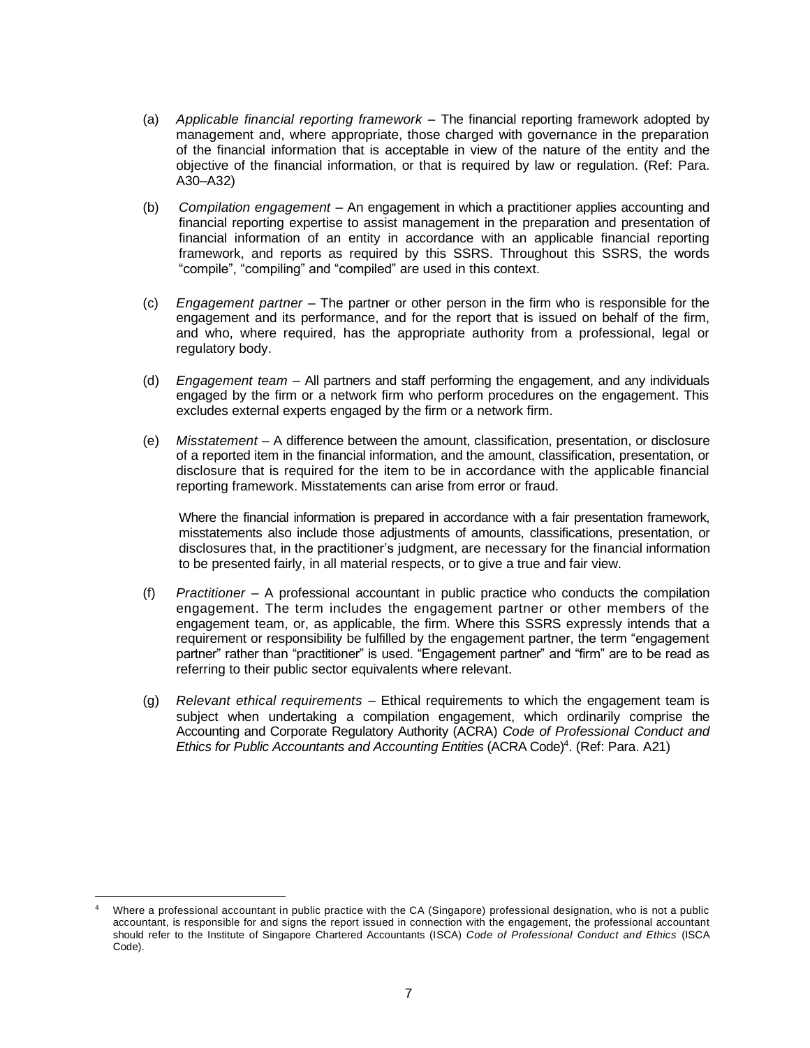(a) *Applicable financial reporting framework* – The financial reporting framework adopted by management and, where appropriate, those charged with governance in the preparation of the financial information that is acceptable in view of the nature of the entity and the objective of the financial information, or that is required by law or regulation. (Ref: Para. A30–A32)

(b) *Compilation engagement* – An engagement in which a practitioner applies accounting and financial reporting expertise to assist management in the preparation and presentation of financial information of an entity in accordance with an applicable financial reporting framework, and reports as required by this SSRS. Throughout this SSRS, the words "compile", "compiling" and "compiled" are used in this context.

(c) *Engagement partner* – The partner or other person in the firm who is responsible for the engagement and its performance, and for the report that is issued on behalf of the firm, and who, where required, has the appropriate authority from a professional, legal or regulatory body.

(d) *Engagement team* – All partners and staff performing the engagement, and any individuals engaged by the firm or a network firm who perform procedures on the engagement. This excludes external experts engaged by the firm or a network firm.

(e) *Misstatement* – A difference between the amount, classification, presentation, or disclosure of a reported item in the financial information, and the amount, classification, presentation, or disclosure that is required for the item to be in accordance with the applicable financial reporting framework. Misstatements can arise from error or fraud.

Where the financial information is prepared in accordance with a fair presentation framework, misstatements also include those adjustments of amounts, classifications, presentation, or disclosures that, in the practitioner's judgment, are necessary for the financial information to be presented fairly, in all material respects, or to give a true and fair view.

(f) *Practitioner* – A professional accountant in public practice who conducts the compilation engagement. The term includes the engagement partner or other members of the engagement team, or, as applicable, the firm. Where this SSRS expressly intends that a requirement or responsibility be fulfilled by the engagement partner, the term "engagement partner" rather than "practitioner" is used. "Engagement partner" and "firm" are to be read as referring to their public sector equivalents where relevant.

(g) *Relevant ethical requirements* – Ethical requirements to which the engagement team is subject when undertaking a compilation engagement, which ordinarily comprise the Accounting and Corporate Regulatory Authority (ACRA) *Code of Professional Conduct and Ethics for Public Accountants and Accounting Entities* (ACRA Code)[4]. (Ref: Para. A21)

---

[4] Where a professional accountant in public practice with the CA (Singapore) professional designation, who is not a public accountant, is responsible for and signs the report issued in connection with the engagement, the professional accountant should refer to the Institute of Singapore Chartered Accountants (ISCA) *Code of Professional Conduct and Ethics* (ISCA Code).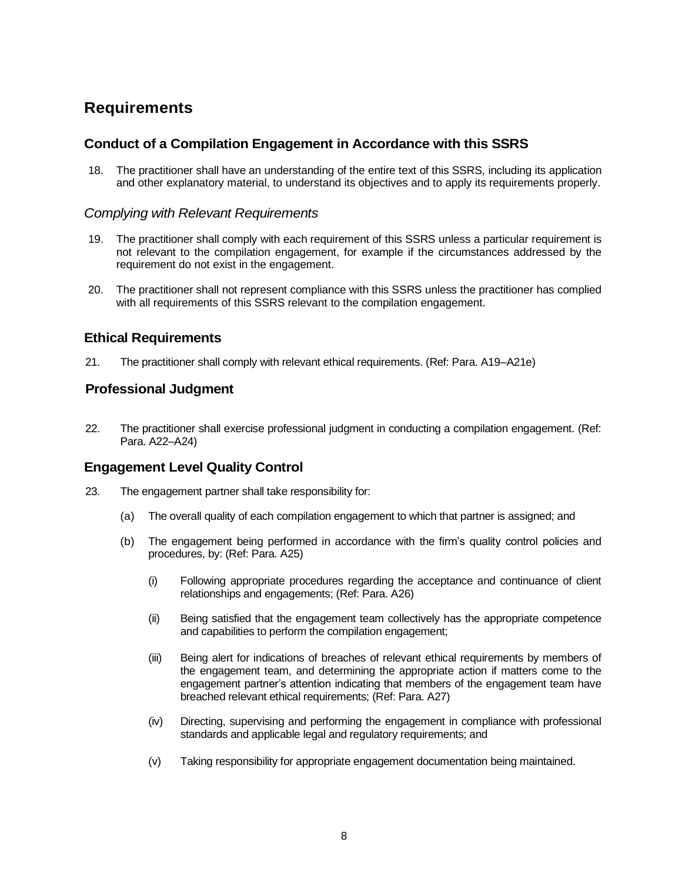# Requirements

## Conduct of a Compilation Engagement in Accordance with this SSRS

18. The practitioner shall have an understanding of the entire text of this SSRS, including its application and other explanatory material, to understand its objectives and to apply its requirements properly.

### *Complying with Relevant Requirements*

19. The practitioner shall comply with each requirement of this SSRS unless a particular requirement is not relevant to the compilation engagement, for example if the circumstances addressed by the requirement do not exist in the engagement.

20. The practitioner shall not represent compliance with this SSRS unless the practitioner has complied with all requirements of this SSRS relevant to the compilation engagement.

## Ethical Requirements

21. The practitioner shall comply with relevant ethical requirements. (Ref: Para. A19–A21e)

## Professional Judgment

22. The practitioner shall exercise professional judgment in conducting a compilation engagement. (Ref: Para. A22–A24)

## Engagement Level Quality Control

23. The engagement partner shall take responsibility for:

    (a) The overall quality of each compilation engagement to which that partner is assigned; and

    (b) The engagement being performed in accordance with the firm's quality control policies and procedures, by: (Ref: Para. A25)

        (i) Following appropriate procedures regarding the acceptance and continuance of client relationships and engagements; (Ref: Para. A26)

        (ii) Being satisfied that the engagement team collectively has the appropriate competence and capabilities to perform the compilation engagement;

        (iii) Being alert for indications of breaches of relevant ethical requirements by members of the engagement team, and determining the appropriate action if matters come to the engagement partner's attention indicating that members of the engagement team have breached relevant ethical requirements; (Ref: Para. A27)

        (iv) Directing, supervising and performing the engagement in compliance with professional standards and applicable legal and regulatory requirements; and

        (v) Taking responsibility for appropriate engagement documentation being maintained.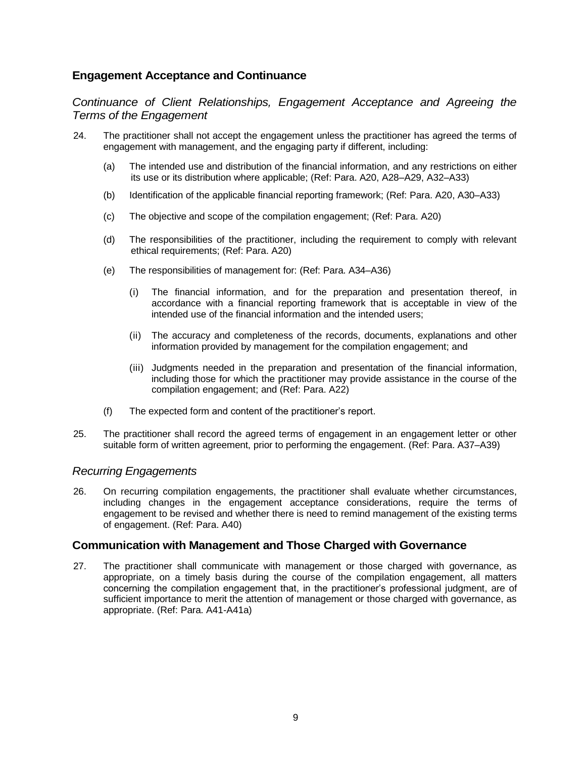## Engagement Acceptance and Continuance

### *Continuance of Client Relationships, Engagement Acceptance and Agreeing the Terms of the Engagement*

24. The practitioner shall not accept the engagement unless the practitioner has agreed the terms of engagement with management, and the engaging party if different, including:

    (a) The intended use and distribution of the financial information, and any restrictions on either its use or its distribution where applicable; (Ref: Para. A20, A28–A29, A32–A33)

    (b) Identification of the applicable financial reporting framework; (Ref: Para. A20, A30–A33)

    (c) The objective and scope of the compilation engagement; (Ref: Para. A20)

    (d) The responsibilities of the practitioner, including the requirement to comply with relevant ethical requirements; (Ref: Para. A20)

    (e) The responsibilities of management for: (Ref: Para. A34–A36)

        (i) The financial information, and for the preparation and presentation thereof, in accordance with a financial reporting framework that is acceptable in view of the intended use of the financial information and the intended users;

        (ii) The accuracy and completeness of the records, documents, explanations and other information provided by management for the compilation engagement; and

        (iii) Judgments needed in the preparation and presentation of the financial information, including those for which the practitioner may provide assistance in the course of the compilation engagement; and (Ref: Para. A22)

    (f) The expected form and content of the practitioner's report.

25. The practitioner shall record the agreed terms of engagement in an engagement letter or other suitable form of written agreement, prior to performing the engagement. (Ref: Para. A37–A39)

### *Recurring Engagements*

26. On recurring compilation engagements, the practitioner shall evaluate whether circumstances, including changes in the engagement acceptance considerations, require the terms of engagement to be revised and whether there is need to remind management of the existing terms of engagement. (Ref: Para. A40)

## Communication with Management and Those Charged with Governance

27. The practitioner shall communicate with management or those charged with governance, as appropriate, on a timely basis during the course of the compilation engagement, all matters concerning the compilation engagement that, in the practitioner's professional judgment, are of sufficient importance to merit the attention of management or those charged with governance, as appropriate. (Ref: Para. A41-A41a)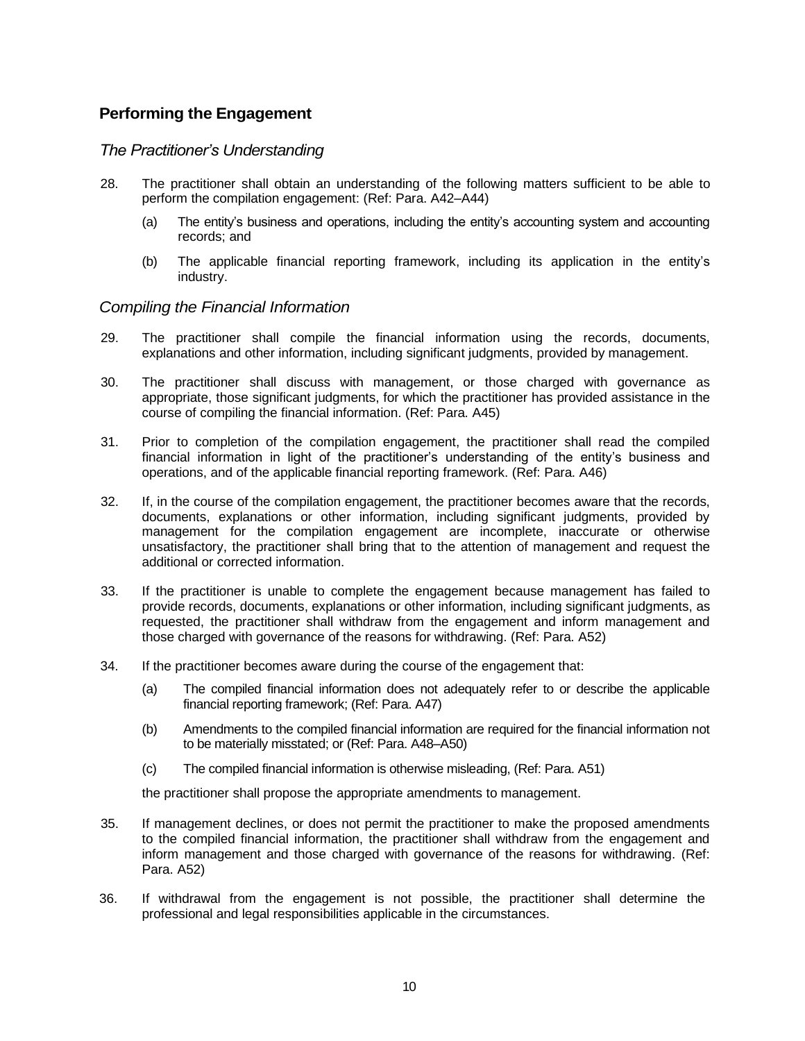## Performing the Engagement

### *The Practitioner's Understanding*

28. The practitioner shall obtain an understanding of the following matters sufficient to be able to perform the compilation engagement: (Ref: Para. A42–A44)

    (a) The entity's business and operations, including the entity's accounting system and accounting records; and

    (b) The applicable financial reporting framework, including its application in the entity's industry.

### *Compiling the Financial Information*

29. The practitioner shall compile the financial information using the records, documents, explanations and other information, including significant judgments, provided by management.

30. The practitioner shall discuss with management, or those charged with governance as appropriate, those significant judgments, for which the practitioner has provided assistance in the course of compiling the financial information. (Ref: Para. A45)

31. Prior to completion of the compilation engagement, the practitioner shall read the compiled financial information in light of the practitioner's understanding of the entity's business and operations, and of the applicable financial reporting framework. (Ref: Para. A46)

32. If, in the course of the compilation engagement, the practitioner becomes aware that the records, documents, explanations or other information, including significant judgments, provided by management for the compilation engagement are incomplete, inaccurate or otherwise unsatisfactory, the practitioner shall bring that to the attention of management and request the additional or corrected information.

33. If the practitioner is unable to complete the engagement because management has failed to provide records, documents, explanations or other information, including significant judgments, as requested, the practitioner shall withdraw from the engagement and inform management and those charged with governance of the reasons for withdrawing. (Ref: Para. A52)

34. If the practitioner becomes aware during the course of the engagement that:

    (a) The compiled financial information does not adequately refer to or describe the applicable financial reporting framework; (Ref: Para. A47)

    (b) Amendments to the compiled financial information are required for the financial information not to be materially misstated; or (Ref: Para. A48–A50)

    (c) The compiled financial information is otherwise misleading, (Ref: Para. A51)

    the practitioner shall propose the appropriate amendments to management.

35. If management declines, or does not permit the practitioner to make the proposed amendments to the compiled financial information, the practitioner shall withdraw from the engagement and inform management and those charged with governance of the reasons for withdrawing. (Ref: Para. A52)

36. If withdrawal from the engagement is not possible, the practitioner shall determine the professional and legal responsibilities applicable in the circumstances.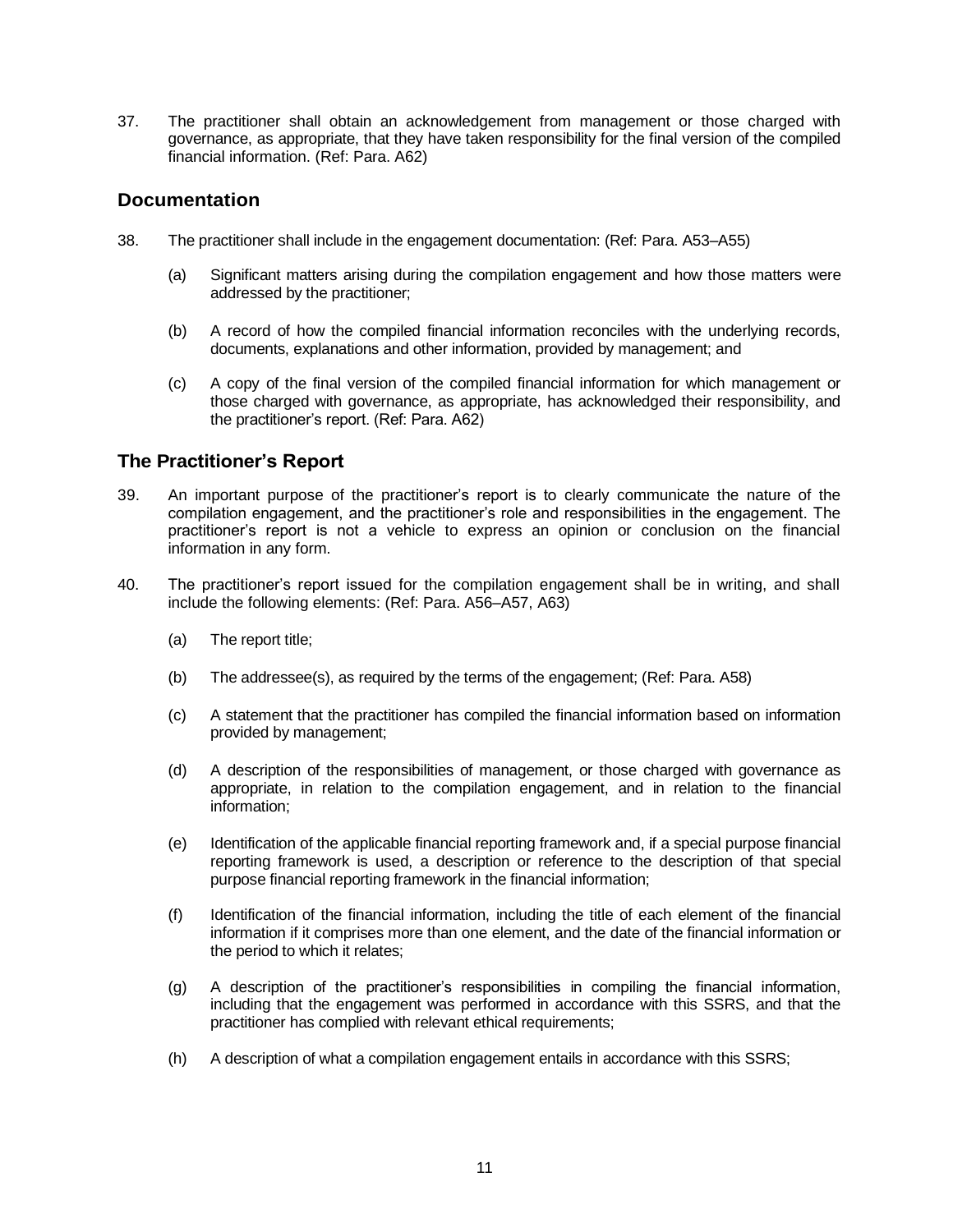37. The practitioner shall obtain an acknowledgement from management or those charged with governance, as appropriate, that they have taken responsibility for the final version of the compiled financial information. (Ref: Para. A62)

## Documentation

38. The practitioner shall include in the engagement documentation: (Ref: Para. A53–A55)

    (a) Significant matters arising during the compilation engagement and how those matters were addressed by the practitioner;

    (b) A record of how the compiled financial information reconciles with the underlying records, documents, explanations and other information, provided by management; and

    (c) A copy of the final version of the compiled financial information for which management or those charged with governance, as appropriate, has acknowledged their responsibility, and the practitioner's report. (Ref: Para. A62)

## The Practitioner's Report

39. An important purpose of the practitioner's report is to clearly communicate the nature of the compilation engagement, and the practitioner's role and responsibilities in the engagement. The practitioner's report is not a vehicle to express an opinion or conclusion on the financial information in any form.

40. The practitioner's report issued for the compilation engagement shall be in writing, and shall include the following elements: (Ref: Para. A56–A57, A63)

    (a) The report title;

    (b) The addressee(s), as required by the terms of the engagement; (Ref: Para. A58)

    (c) A statement that the practitioner has compiled the financial information based on information provided by management;

    (d) A description of the responsibilities of management, or those charged with governance as appropriate, in relation to the compilation engagement, and in relation to the financial information;

    (e) Identification of the applicable financial reporting framework and, if a special purpose financial reporting framework is used, a description or reference to the description of that special purpose financial reporting framework in the financial information;

    (f) Identification of the financial information, including the title of each element of the financial information if it comprises more than one element, and the date of the financial information or the period to which it relates;

    (g) A description of the practitioner's responsibilities in compiling the financial information, including that the engagement was performed in accordance with this SSRS, and that the practitioner has complied with relevant ethical requirements;

    (h) A description of what a compilation engagement entails in accordance with this SSRS;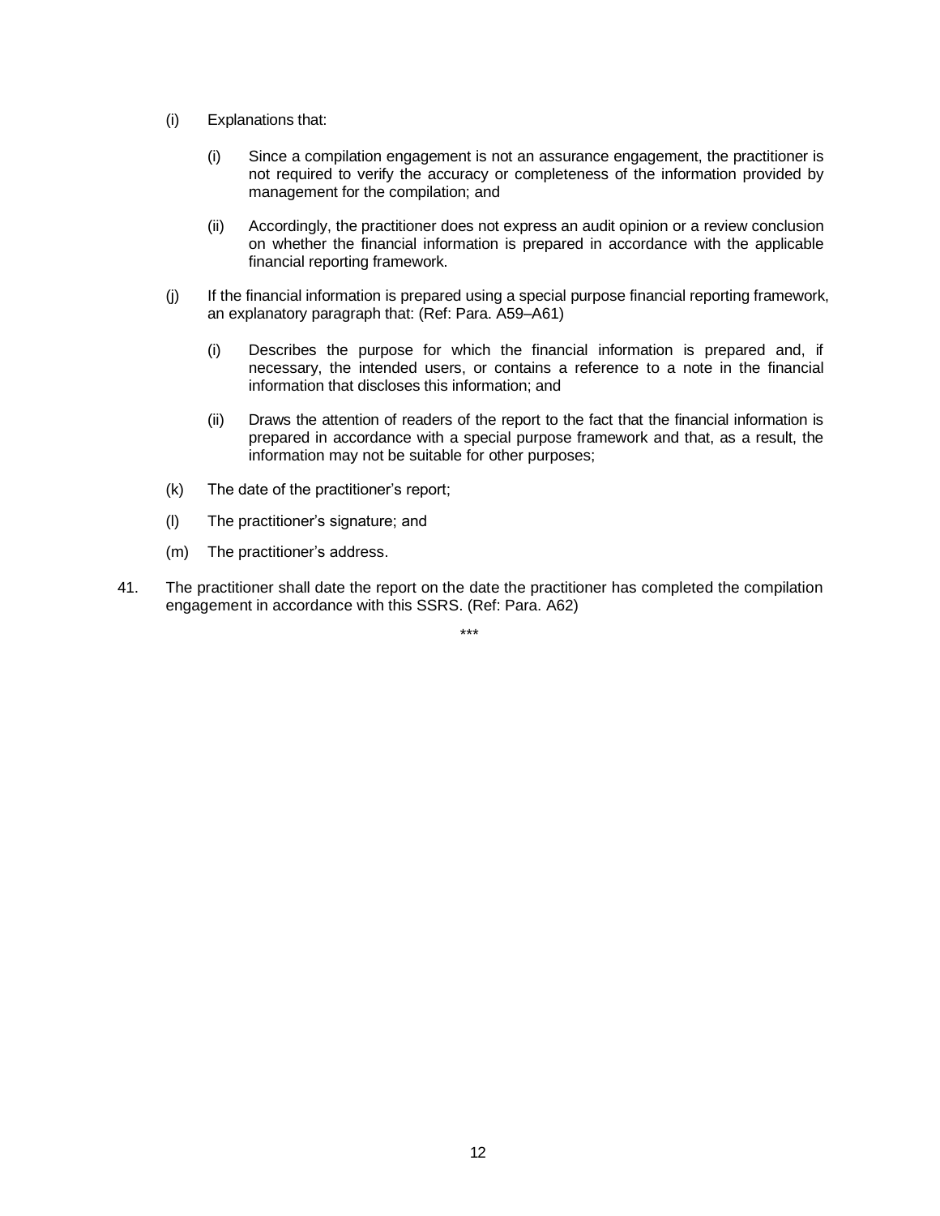(i) Explanations that:

   (i) Since a compilation engagement is not an assurance engagement, the practitioner is not required to verify the accuracy or completeness of the information provided by management for the compilation; and

   (ii) Accordingly, the practitioner does not express an audit opinion or a review conclusion on whether the financial information is prepared in accordance with the applicable financial reporting framework.

(j) If the financial information is prepared using a special purpose financial reporting framework, an explanatory paragraph that: (Ref: Para. A59–A61)

   (i) Describes the purpose for which the financial information is prepared and, if necessary, the intended users, or contains a reference to a note in the financial information that discloses this information; and

   (ii) Draws the attention of readers of the report to the fact that the financial information is prepared in accordance with a special purpose framework and that, as a result, the information may not be suitable for other purposes;

(k) The date of the practitioner's report;

(l) The practitioner's signature; and

(m) The practitioner's address.

41. The practitioner shall date the report on the date the practitioner has completed the compilation engagement in accordance with this SSRS. (Ref: Para. A62)

***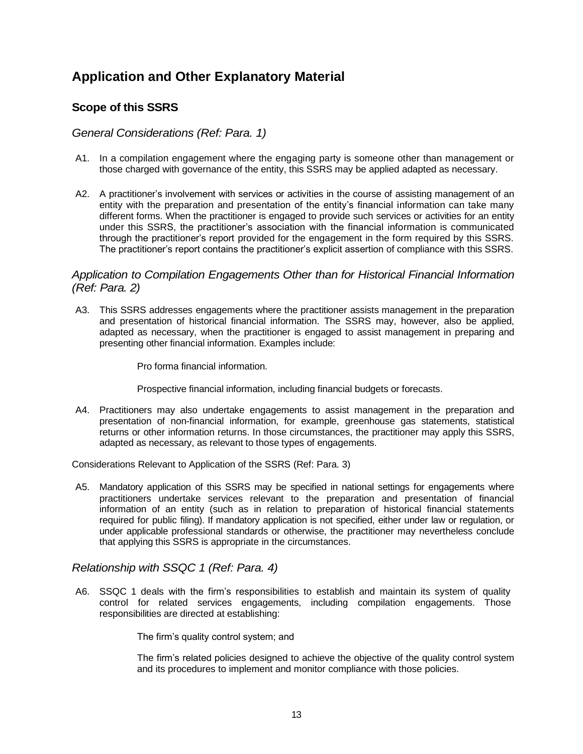## Application and Other Explanatory Material

### Scope of this SSRS

#### *General Considerations (Ref: Para. 1)*

A1. In a compilation engagement where the engaging party is someone other than management or those charged with governance of the entity, this SSRS may be applied adapted as necessary.

A2. A practitioner's involvement with services or activities in the course of assisting management of an entity with the preparation and presentation of the entity's financial information can take many different forms. When the practitioner is engaged to provide such services or activities for an entity under this SSRS, the practitioner's association with the financial information is communicated through the practitioner's report provided for the engagement in the form required by this SSRS. The practitioner's report contains the practitioner's explicit assertion of compliance with this SSRS.

#### *Application to Compilation Engagements Other than for Historical Financial Information (Ref: Para. 2)*

A3. This SSRS addresses engagements where the practitioner assists management in the preparation and presentation of historical financial information. The SSRS may, however, also be applied, adapted as necessary, when the practitioner is engaged to assist management in preparing and presenting other financial information. Examples include:

- Pro forma financial information.
- Prospective financial information, including financial budgets or forecasts.

A4. Practitioners may also undertake engagements to assist management in the preparation and presentation of non-financial information, for example, greenhouse gas statements, statistical returns or other information returns. In those circumstances, the practitioner may apply this SSRS, adapted as necessary, as relevant to those types of engagements.

Considerations Relevant to Application of the SSRS (Ref: Para. 3)

A5. Mandatory application of this SSRS may be specified in national settings for engagements where practitioners undertake services relevant to the preparation and presentation of financial information of an entity (such as in relation to preparation of historical financial statements required for public filing). If mandatory application is not specified, either under law or regulation, or under applicable professional standards or otherwise, the practitioner may nevertheless conclude that applying this SSRS is appropriate in the circumstances.

#### *Relationship with SSQC 1 (Ref: Para. 4)*

A6. SSQC 1 deals with the firm's responsibilities to establish and maintain its system of quality control for related services engagements, including compilation engagements. Those responsibilities are directed at establishing:

- The firm's quality control system; and
- The firm's related policies designed to achieve the objective of the quality control system and its procedures to implement and monitor compliance with those policies.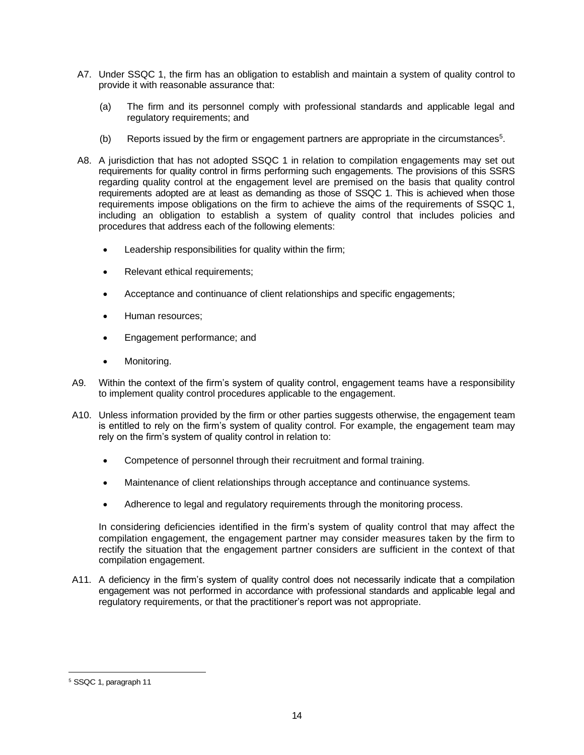A7. Under SSQC 1, the firm has an obligation to establish and maintain a system of quality control to provide it with reasonable assurance that:

(a) The firm and its personnel comply with professional standards and applicable legal and regulatory requirements; and

(b) Reports issued by the firm or engagement partners are appropriate in the circumstances[5].

A8. A jurisdiction that has not adopted SSQC 1 in relation to compilation engagements may set out requirements for quality control in firms performing such engagements. The provisions of this SSRS regarding quality control at the engagement level are premised on the basis that quality control requirements adopted are at least as demanding as those of SSQC 1. This is achieved when those requirements impose obligations on the firm to achieve the aims of the requirements of SSQC 1, including an obligation to establish a system of quality control that includes policies and procedures that address each of the following elements:

- Leadership responsibilities for quality within the firm;
- Relevant ethical requirements;
- Acceptance and continuance of client relationships and specific engagements;
- Human resources;
- Engagement performance; and
- Monitoring.

A9. Within the context of the firm's system of quality control, engagement teams have a responsibility to implement quality control procedures applicable to the engagement.

A10. Unless information provided by the firm or other parties suggests otherwise, the engagement team is entitled to rely on the firm's system of quality control. For example, the engagement team may rely on the firm's system of quality control in relation to:

- Competence of personnel through their recruitment and formal training.
- Maintenance of client relationships through acceptance and continuance systems.
- Adherence to legal and regulatory requirements through the monitoring process.

In considering deficiencies identified in the firm's system of quality control that may affect the compilation engagement, the engagement partner may consider measures taken by the firm to rectify the situation that the engagement partner considers are sufficient in the context of that compilation engagement.

A11. A deficiency in the firm's system of quality control does not necessarily indicate that a compilation engagement was not performed in accordance with professional standards and applicable legal and regulatory requirements, or that the practitioner's report was not appropriate.

[5] SSQC 1, paragraph 11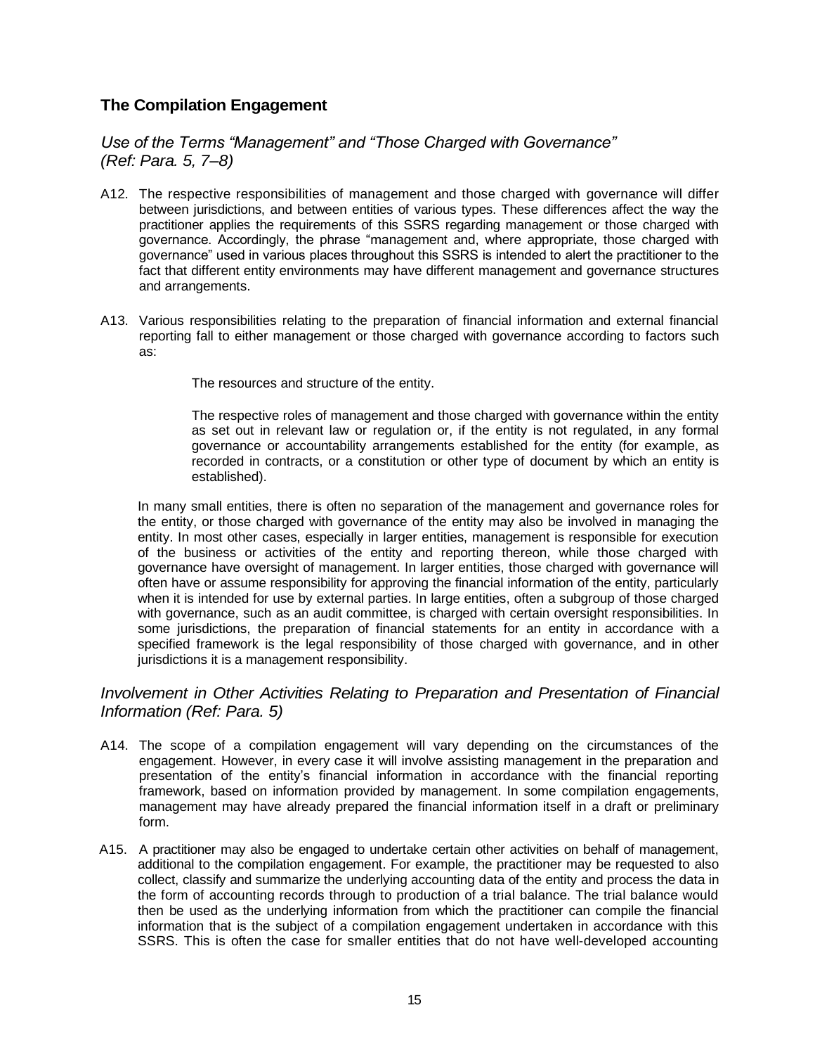## The Compilation Engagement

### *Use of the Terms "Management" and "Those Charged with Governance" (Ref: Para. 5, 7–8)*

A12. The respective responsibilities of management and those charged with governance will differ between jurisdictions, and between entities of various types. These differences affect the way the practitioner applies the requirements of this SSRS regarding management or those charged with governance. Accordingly, the phrase "management and, where appropriate, those charged with governance" used in various places throughout this SSRS is intended to alert the practitioner to the fact that different entity environments may have different management and governance structures and arrangements.

A13. Various responsibilities relating to the preparation of financial information and external financial reporting fall to either management or those charged with governance according to factors such as:

- The resources and structure of the entity.
- The respective roles of management and those charged with governance within the entity as set out in relevant law or regulation or, if the entity is not regulated, in any formal governance or accountability arrangements established for the entity (for example, as recorded in contracts, or a constitution or other type of document by which an entity is established).

In many small entities, there is often no separation of the management and governance roles for the entity, or those charged with governance of the entity may also be involved in managing the entity. In most other cases, especially in larger entities, management is responsible for execution of the business or activities of the entity and reporting thereon, while those charged with governance have oversight of management. In larger entities, those charged with governance will often have or assume responsibility for approving the financial information of the entity, particularly when it is intended for use by external parties. In large entities, often a subgroup of those charged with governance, such as an audit committee, is charged with certain oversight responsibilities. In some jurisdictions, the preparation of financial statements for an entity in accordance with a specified framework is the legal responsibility of those charged with governance, and in other jurisdictions it is a management responsibility.

### *Involvement in Other Activities Relating to Preparation and Presentation of Financial Information (Ref: Para. 5)*

A14. The scope of a compilation engagement will vary depending on the circumstances of the engagement. However, in every case it will involve assisting management in the preparation and presentation of the entity's financial information in accordance with the financial reporting framework, based on information provided by management. In some compilation engagements, management may have already prepared the financial information itself in a draft or preliminary form.

A15. A practitioner may also be engaged to undertake certain other activities on behalf of management, additional to the compilation engagement. For example, the practitioner may be requested to also collect, classify and summarize the underlying accounting data of the entity and process the data in the form of accounting records through to production of a trial balance. The trial balance would then be used as the underlying information from which the practitioner can compile the financial information that is the subject of a compilation engagement undertaken in accordance with this SSRS. This is often the case for smaller entities that do not have well-developed accounting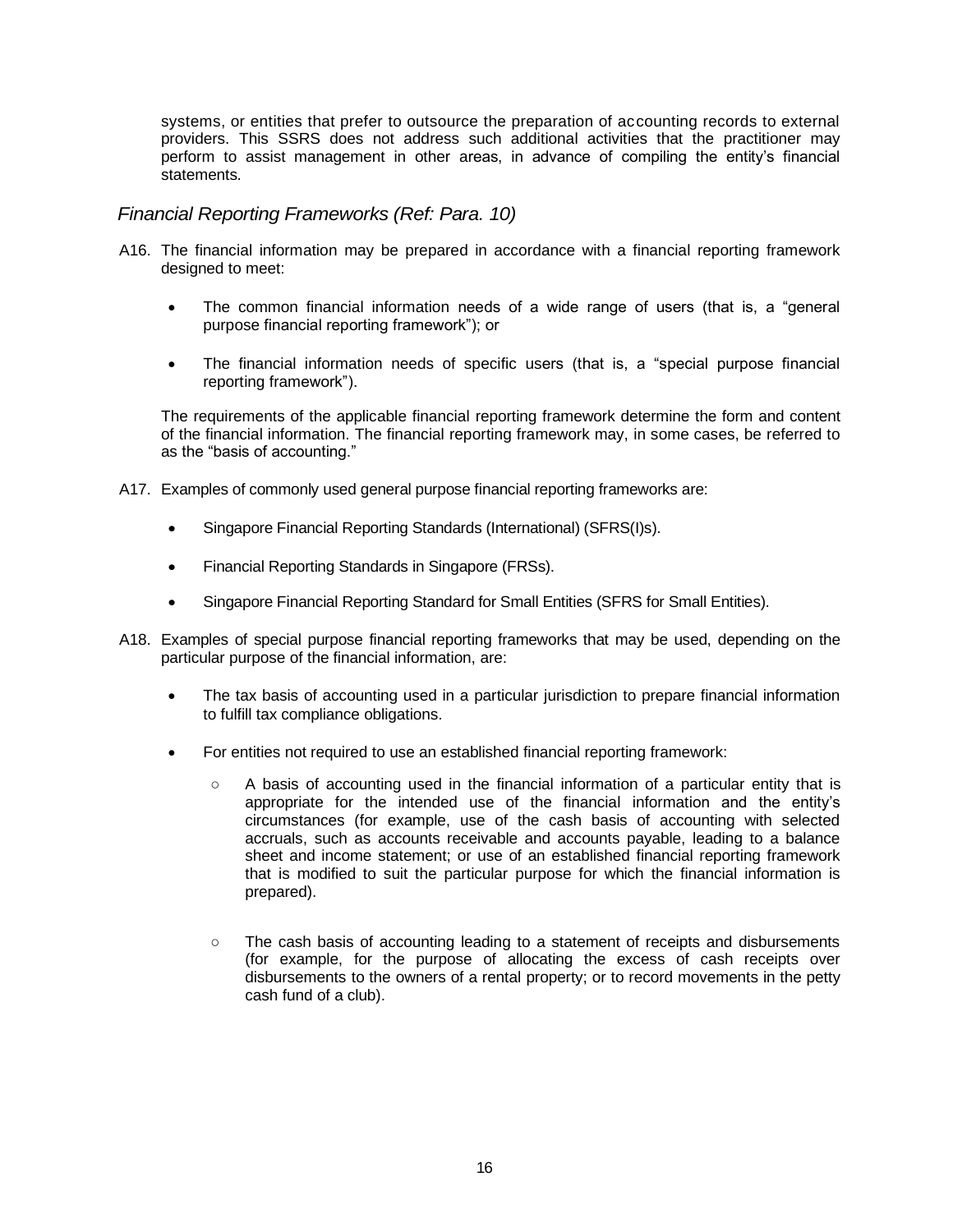systems, or entities that prefer to outsource the preparation of accounting records to external providers. This SSRS does not address such additional activities that the practitioner may perform to assist management in other areas, in advance of compiling the entity's financial statements.

### *Financial Reporting Frameworks (Ref: Para. 10)*

A16. The financial information may be prepared in accordance with a financial reporting framework designed to meet:

- The common financial information needs of a wide range of users (that is, a "general purpose financial reporting framework"); or
- The financial information needs of specific users (that is, a "special purpose financial reporting framework").

The requirements of the applicable financial reporting framework determine the form and content of the financial information. The financial reporting framework may, in some cases, be referred to as the "basis of accounting."

A17. Examples of commonly used general purpose financial reporting frameworks are:

- Singapore Financial Reporting Standards (International) (SFRS(I)s).
- Financial Reporting Standards in Singapore (FRSs).
- Singapore Financial Reporting Standard for Small Entities (SFRS for Small Entities).

A18. Examples of special purpose financial reporting frameworks that may be used, depending on the particular purpose of the financial information, are:

- The tax basis of accounting used in a particular jurisdiction to prepare financial information to fulfill tax compliance obligations.
- For entities not required to use an established financial reporting framework:
  - A basis of accounting used in the financial information of a particular entity that is appropriate for the intended use of the financial information and the entity's circumstances (for example, use of the cash basis of accounting with selected accruals, such as accounts receivable and accounts payable, leading to a balance sheet and income statement; or use of an established financial reporting framework that is modified to suit the particular purpose for which the financial information is prepared).
  - The cash basis of accounting leading to a statement of receipts and disbursements (for example, for the purpose of allocating the excess of cash receipts over disbursements to the owners of a rental property; or to record movements in the petty cash fund of a club).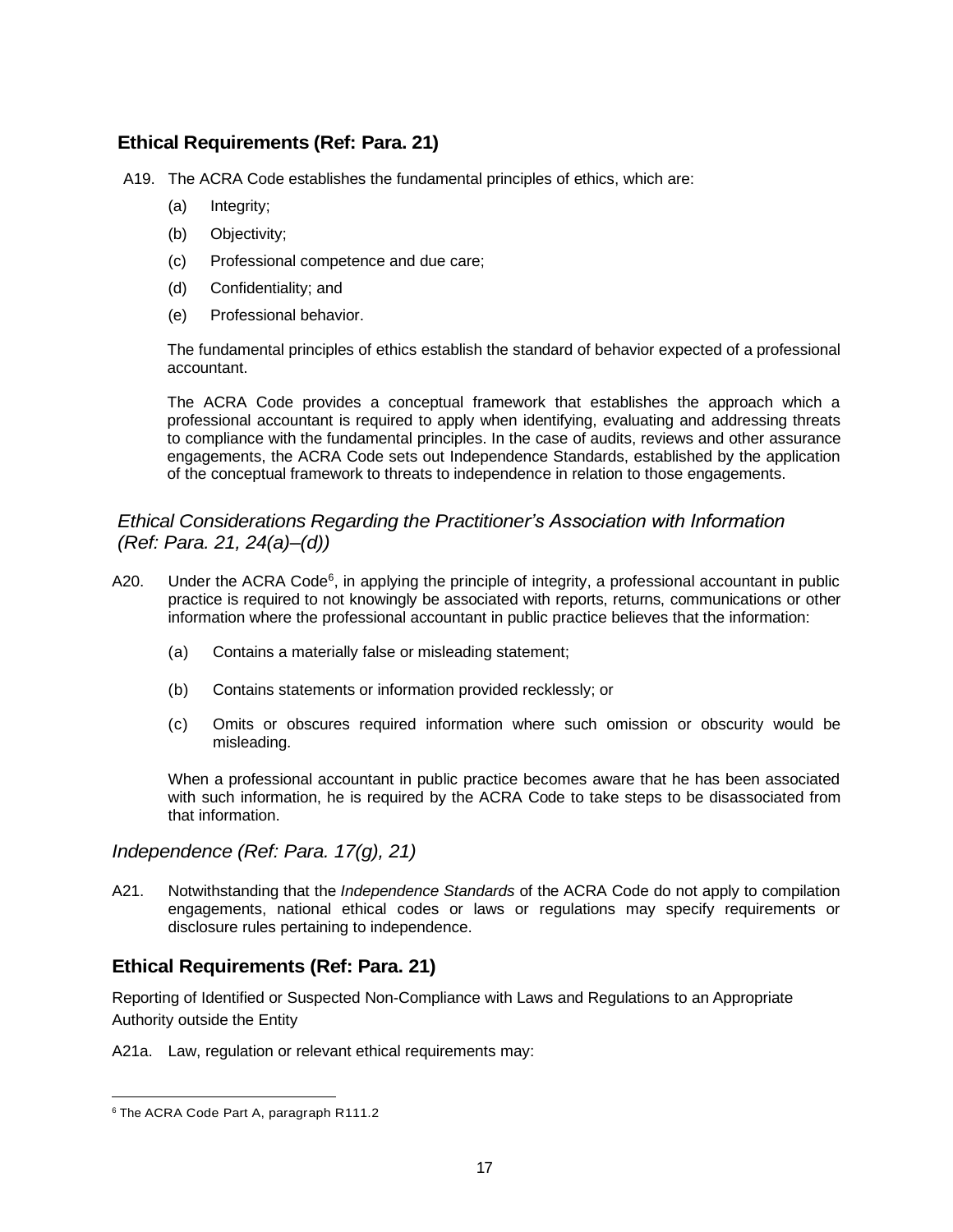## Ethical Requirements (Ref: Para. 21)

A19. The ACRA Code establishes the fundamental principles of ethics, which are:

(a) Integrity;

(b) Objectivity;

(c) Professional competence and due care;

(d) Confidentiality; and

(e) Professional behavior.

The fundamental principles of ethics establish the standard of behavior expected of a professional accountant.

The ACRA Code provides a conceptual framework that establishes the approach which a professional accountant is required to apply when identifying, evaluating and addressing threats to compliance with the fundamental principles. In the case of audits, reviews and other assurance engagements, the ACRA Code sets out Independence Standards, established by the application of the conceptual framework to threats to independence in relation to those engagements.

### *Ethical Considerations Regarding the Practitioner's Association with Information (Ref: Para. 21, 24(a)–(d))*

A20. Under the ACRA Code[6], in applying the principle of integrity, a professional accountant in public practice is required to not knowingly be associated with reports, returns, communications or other information where the professional accountant in public practice believes that the information:

(a) Contains a materially false or misleading statement;

(b) Contains statements or information provided recklessly; or

(c) Omits or obscures required information where such omission or obscurity would be misleading.

When a professional accountant in public practice becomes aware that he has been associated with such information, he is required by the ACRA Code to take steps to be disassociated from that information.

### *Independence (Ref: Para. 17(g), 21)*

A21. Notwithstanding that the *Independence Standards* of the ACRA Code do not apply to compilation engagements, national ethical codes or laws or regulations may specify requirements or disclosure rules pertaining to independence.

## Ethical Requirements (Ref: Para. 21)

Reporting of Identified or Suspected Non-Compliance with Laws and Regulations to an Appropriate Authority outside the Entity

A21a. Law, regulation or relevant ethical requirements may:

---

[6] The ACRA Code Part A, paragraph R111.2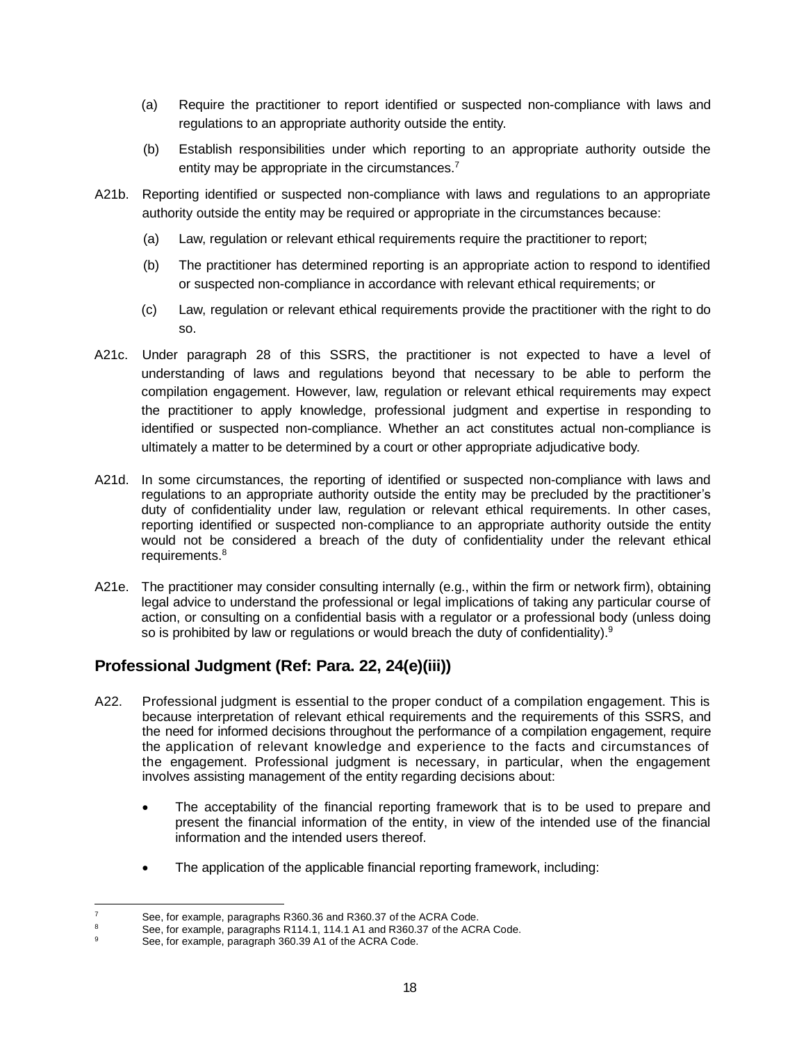(a) Require the practitioner to report identified or suspected non-compliance with laws and regulations to an appropriate authority outside the entity.

(b) Establish responsibilities under which reporting to an appropriate authority outside the entity may be appropriate in the circumstances.[7]

A21b. Reporting identified or suspected non-compliance with laws and regulations to an appropriate authority outside the entity may be required or appropriate in the circumstances because:

(a) Law, regulation or relevant ethical requirements require the practitioner to report;

(b) The practitioner has determined reporting is an appropriate action to respond to identified or suspected non-compliance in accordance with relevant ethical requirements; or

(c) Law, regulation or relevant ethical requirements provide the practitioner with the right to do so.

A21c. Under paragraph 28 of this SSRS, the practitioner is not expected to have a level of understanding of laws and regulations beyond that necessary to be able to perform the compilation engagement. However, law, regulation or relevant ethical requirements may expect the practitioner to apply knowledge, professional judgment and expertise in responding to identified or suspected non-compliance. Whether an act constitutes actual non-compliance is ultimately a matter to be determined by a court or other appropriate adjudicative body.

A21d. In some circumstances, the reporting of identified or suspected non-compliance with laws and regulations to an appropriate authority outside the entity may be precluded by the practitioner's duty of confidentiality under law, regulation or relevant ethical requirements. In other cases, reporting identified or suspected non-compliance to an appropriate authority outside the entity would not be considered a breach of the duty of confidentiality under the relevant ethical requirements.[8]

A21e. The practitioner may consider consulting internally (e.g., within the firm or network firm), obtaining legal advice to understand the professional or legal implications of taking any particular course of action, or consulting on a confidential basis with a regulator or a professional body (unless doing so is prohibited by law or regulations or would breach the duty of confidentiality).[9]

## Professional Judgment (Ref: Para. 22, 24(e)(iii))

A22. Professional judgment is essential to the proper conduct of a compilation engagement. This is because interpretation of relevant ethical requirements and the requirements of this SSRS, and the need for informed decisions throughout the performance of a compilation engagement, require the application of relevant knowledge and experience to the facts and circumstances of the engagement. Professional judgment is necessary, in particular, when the engagement involves assisting management of the entity regarding decisions about:

- The acceptability of the financial reporting framework that is to be used to prepare and present the financial information of the entity, in view of the intended use of the financial information and the intended users thereof.

- The application of the applicable financial reporting framework, including:

---

[7] See, for example, paragraphs R360.36 and R360.37 of the ACRA Code.

[8] See, for example, paragraphs R114.1, 114.1 A1 and R360.37 of the ACRA Code.

[9] See, for example, paragraph 360.39 A1 of the ACRA Code.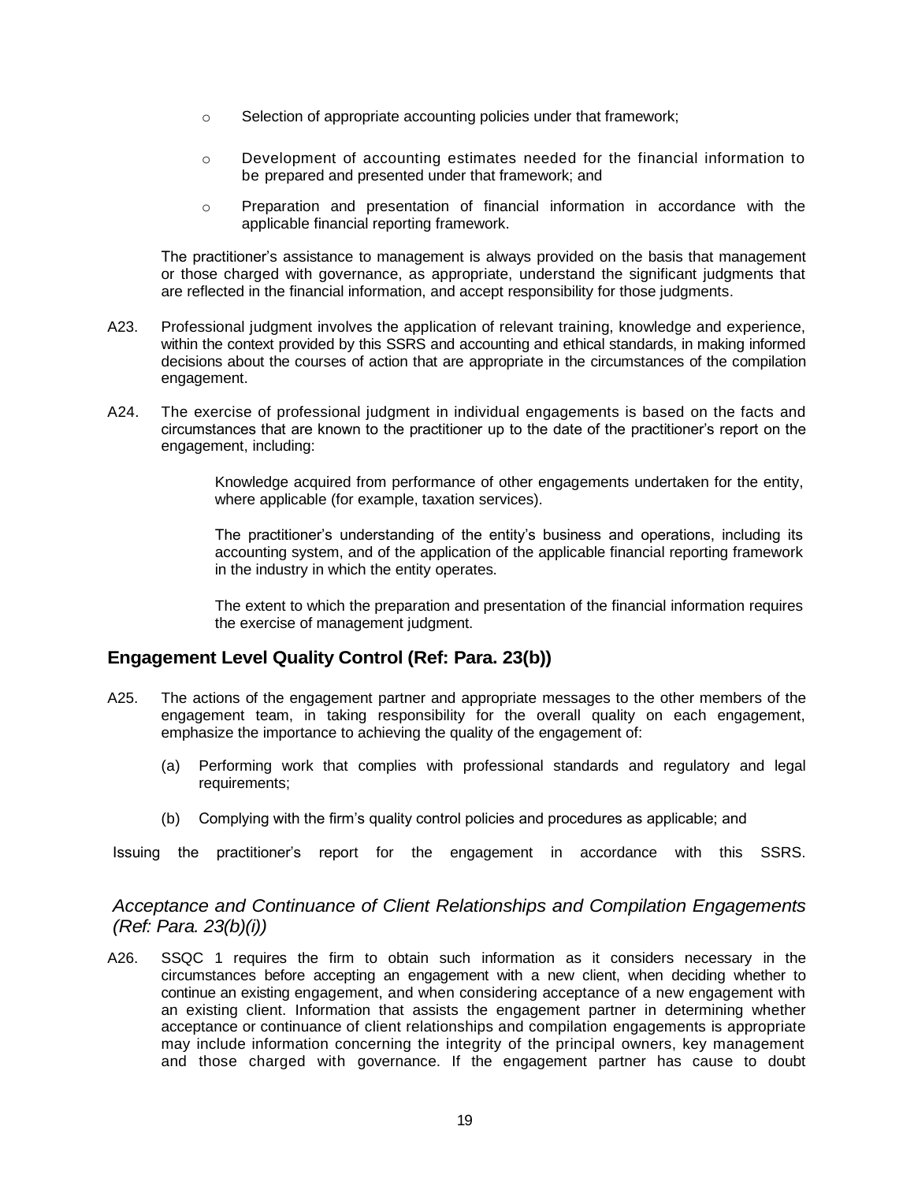- Selection of appropriate accounting policies under that framework;
- Development of accounting estimates needed for the financial information to be prepared and presented under that framework; and
- Preparation and presentation of financial information in accordance with the applicable financial reporting framework.

The practitioner's assistance to management is always provided on the basis that management or those charged with governance, as appropriate, understand the significant judgments that are reflected in the financial information, and accept responsibility for those judgments.

A23. Professional judgment involves the application of relevant training, knowledge and experience, within the context provided by this SSRS and accounting and ethical standards, in making informed decisions about the courses of action that are appropriate in the circumstances of the compilation engagement.

A24. The exercise of professional judgment in individual engagements is based on the facts and circumstances that are known to the practitioner up to the date of the practitioner's report on the engagement, including:

Knowledge acquired from performance of other engagements undertaken for the entity, where applicable (for example, taxation services).

The practitioner's understanding of the entity's business and operations, including its accounting system, and of the application of the applicable financial reporting framework in the industry in which the entity operates.

The extent to which the preparation and presentation of the financial information requires the exercise of management judgment.

## Engagement Level Quality Control (Ref: Para. 23(b))

A25. The actions of the engagement partner and appropriate messages to the other members of the engagement team, in taking responsibility for the overall quality on each engagement, emphasize the importance to achieving the quality of the engagement of:

(a) Performing work that complies with professional standards and regulatory and legal requirements;

(b) Complying with the firm's quality control policies and procedures as applicable; and

Issuing the practitioner's report for the engagement in accordance with this SSRS.

### *Acceptance and Continuance of Client Relationships and Compilation Engagements (Ref: Para. 23(b)(i))*

A26. SSQC 1 requires the firm to obtain such information as it considers necessary in the circumstances before accepting an engagement with a new client, when deciding whether to continue an existing engagement, and when considering acceptance of a new engagement with an existing client. Information that assists the engagement partner in determining whether acceptance or continuance of client relationships and compilation engagements is appropriate may include information concerning the integrity of the principal owners, key management and those charged with governance. If the engagement partner has cause to doubt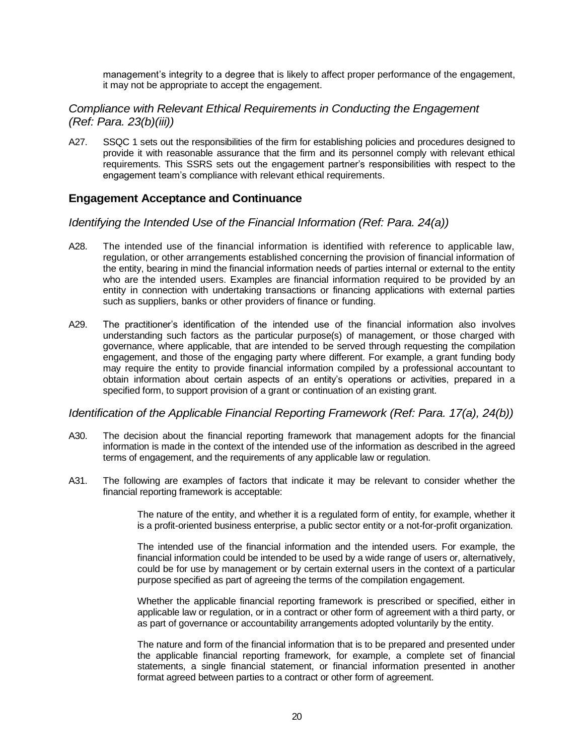management's integrity to a degree that is likely to affect proper performance of the engagement, it may not be appropriate to accept the engagement.

### *Compliance with Relevant Ethical Requirements in Conducting the Engagement (Ref: Para. 23(b)(iii))*

A27. SSQC 1 sets out the responsibilities of the firm for establishing policies and procedures designed to provide it with reasonable assurance that the firm and its personnel comply with relevant ethical requirements. This SSRS sets out the engagement partner's responsibilities with respect to the engagement team's compliance with relevant ethical requirements.

## Engagement Acceptance and Continuance

### *Identifying the Intended Use of the Financial Information (Ref: Para. 24(a))*

A28. The intended use of the financial information is identified with reference to applicable law, regulation, or other arrangements established concerning the provision of financial information of the entity, bearing in mind the financial information needs of parties internal or external to the entity who are the intended users. Examples are financial information required to be provided by an entity in connection with undertaking transactions or financing applications with external parties such as suppliers, banks or other providers of finance or funding.

A29. The practitioner's identification of the intended use of the financial information also involves understanding such factors as the particular purpose(s) of management, or those charged with governance, where applicable, that are intended to be served through requesting the compilation engagement, and those of the engaging party where different. For example, a grant funding body may require the entity to provide financial information compiled by a professional accountant to obtain information about certain aspects of an entity's operations or activities, prepared in a specified form, to support provision of a grant or continuation of an existing grant.

### *Identification of the Applicable Financial Reporting Framework (Ref: Para. 17(a), 24(b))*

A30. The decision about the financial reporting framework that management adopts for the financial information is made in the context of the intended use of the information as described in the agreed terms of engagement, and the requirements of any applicable law or regulation.

A31. The following are examples of factors that indicate it may be relevant to consider whether the financial reporting framework is acceptable:

The nature of the entity, and whether it is a regulated form of entity, for example, whether it is a profit-oriented business enterprise, a public sector entity or a not-for-profit organization.

The intended use of the financial information and the intended users. For example, the financial information could be intended to be used by a wide range of users or, alternatively, could be for use by management or by certain external users in the context of a particular purpose specified as part of agreeing the terms of the compilation engagement.

Whether the applicable financial reporting framework is prescribed or specified, either in applicable law or regulation, or in a contract or other form of agreement with a third party, or as part of governance or accountability arrangements adopted voluntarily by the entity.

The nature and form of the financial information that is to be prepared and presented under the applicable financial reporting framework, for example, a complete set of financial statements, a single financial statement, or financial information presented in another format agreed between parties to a contract or other form of agreement.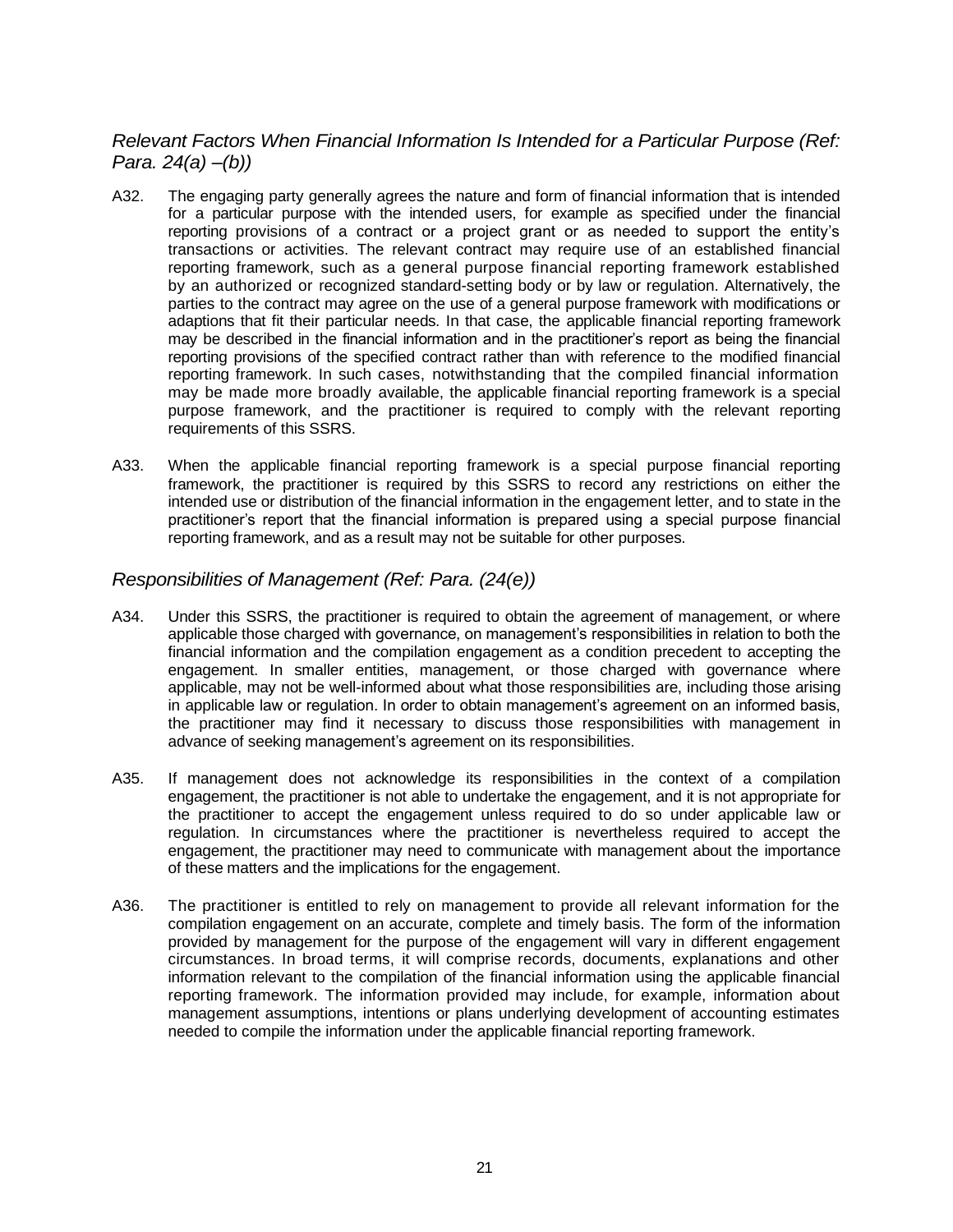### *Relevant Factors When Financial Information Is Intended for a Particular Purpose (Ref: Para. 24(a) –(b))*

A32. The engaging party generally agrees the nature and form of financial information that is intended for a particular purpose with the intended users, for example as specified under the financial reporting provisions of a contract or a project grant or as needed to support the entity's transactions or activities. The relevant contract may require use of an established financial reporting framework, such as a general purpose financial reporting framework established by an authorized or recognized standard-setting body or by law or regulation. Alternatively, the parties to the contract may agree on the use of a general purpose framework with modifications or adaptions that fit their particular needs. In that case, the applicable financial reporting framework may be described in the financial information and in the practitioner's report as being the financial reporting provisions of the specified contract rather than with reference to the modified financial reporting framework. In such cases, notwithstanding that the compiled financial information may be made more broadly available, the applicable financial reporting framework is a special purpose framework, and the practitioner is required to comply with the relevant reporting requirements of this SSRS.

A33. When the applicable financial reporting framework is a special purpose financial reporting framework, the practitioner is required by this SSRS to record any restrictions on either the intended use or distribution of the financial information in the engagement letter, and to state in the practitioner's report that the financial information is prepared using a special purpose financial reporting framework, and as a result may not be suitable for other purposes.

### *Responsibilities of Management (Ref: Para. (24(e))*

A34. Under this SSRS, the practitioner is required to obtain the agreement of management, or where applicable those charged with governance, on management's responsibilities in relation to both the financial information and the compilation engagement as a condition precedent to accepting the engagement. In smaller entities, management, or those charged with governance where applicable, may not be well-informed about what those responsibilities are, including those arising in applicable law or regulation. In order to obtain management's agreement on an informed basis, the practitioner may find it necessary to discuss those responsibilities with management in advance of seeking management's agreement on its responsibilities.

A35. If management does not acknowledge its responsibilities in the context of a compilation engagement, the practitioner is not able to undertake the engagement, and it is not appropriate for the practitioner to accept the engagement unless required to do so under applicable law or regulation. In circumstances where the practitioner is nevertheless required to accept the engagement, the practitioner may need to communicate with management about the importance of these matters and the implications for the engagement.

A36. The practitioner is entitled to rely on management to provide all relevant information for the compilation engagement on an accurate, complete and timely basis. The form of the information provided by management for the purpose of the engagement will vary in different engagement circumstances. In broad terms, it will comprise records, documents, explanations and other information relevant to the compilation of the financial information using the applicable financial reporting framework. The information provided may include, for example, information about management assumptions, intentions or plans underlying development of accounting estimates needed to compile the information under the applicable financial reporting framework.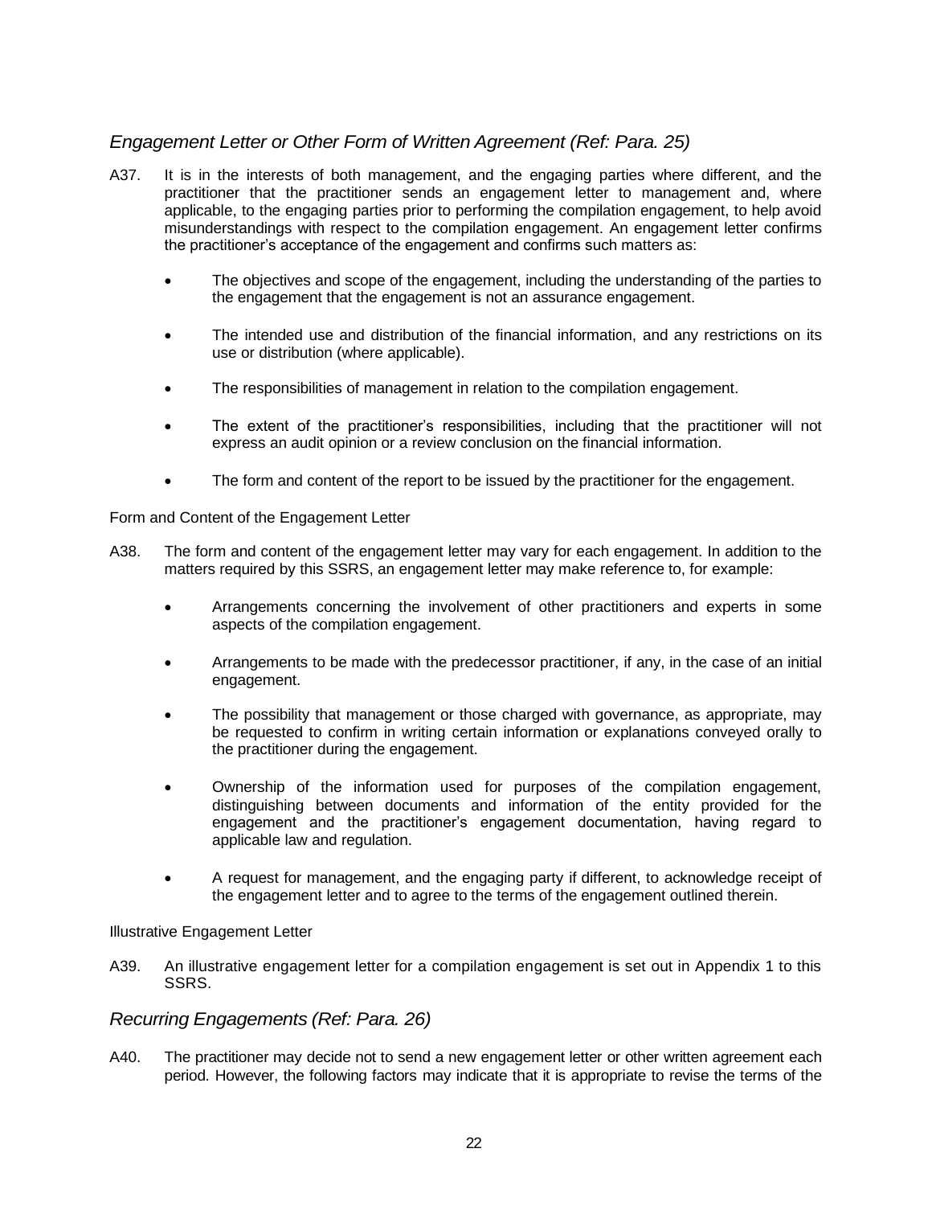### *Engagement Letter or Other Form of Written Agreement (Ref: Para. 25)*

A37. It is in the interests of both management, and the engaging parties where different, and the practitioner that the practitioner sends an engagement letter to management and, where applicable, to the engaging parties prior to performing the compilation engagement, to help avoid misunderstandings with respect to the compilation engagement. An engagement letter confirms the practitioner's acceptance of the engagement and confirms such matters as:

- The objectives and scope of the engagement, including the understanding of the parties to the engagement that the engagement is not an assurance engagement.
- The intended use and distribution of the financial information, and any restrictions on its use or distribution (where applicable).
- The responsibilities of management in relation to the compilation engagement.
- The extent of the practitioner's responsibilities, including that the practitioner will not express an audit opinion or a review conclusion on the financial information.
- The form and content of the report to be issued by the practitioner for the engagement.

Form and Content of the Engagement Letter

A38. The form and content of the engagement letter may vary for each engagement. In addition to the matters required by this SSRS, an engagement letter may make reference to, for example:

- Arrangements concerning the involvement of other practitioners and experts in some aspects of the compilation engagement.
- Arrangements to be made with the predecessor practitioner, if any, in the case of an initial engagement.
- The possibility that management or those charged with governance, as appropriate, may be requested to confirm in writing certain information or explanations conveyed orally to the practitioner during the engagement.
- Ownership of the information used for purposes of the compilation engagement, distinguishing between documents and information of the entity provided for the engagement and the practitioner's engagement documentation, having regard to applicable law and regulation.
- A request for management, and the engaging party if different, to acknowledge receipt of the engagement letter and to agree to the terms of the engagement outlined therein.

Illustrative Engagement Letter

A39. An illustrative engagement letter for a compilation engagement is set out in Appendix 1 to this SSRS.

### *Recurring Engagements (Ref: Para. 26)*

A40. The practitioner may decide not to send a new engagement letter or other written agreement each period. However, the following factors may indicate that it is appropriate to revise the terms of the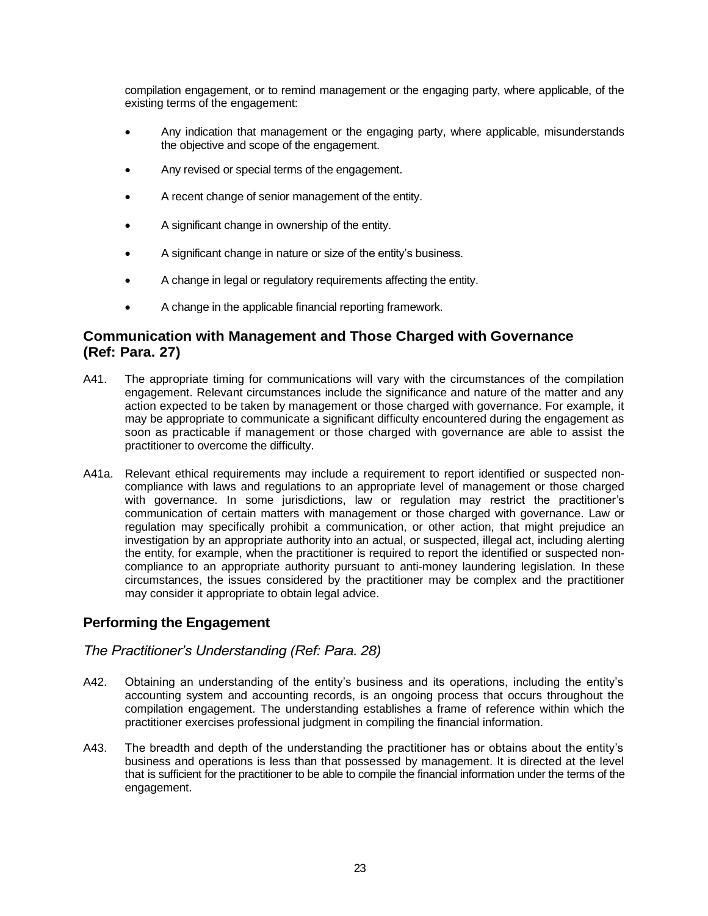compilation engagement, or to remind management or the engaging party, where applicable, of the existing terms of the engagement:

- Any indication that management or the engaging party, where applicable, misunderstands the objective and scope of the engagement.
- Any revised or special terms of the engagement.
- A recent change of senior management of the entity.
- A significant change in ownership of the entity.
- A significant change in nature or size of the entity's business.
- A change in legal or regulatory requirements affecting the entity.
- A change in the applicable financial reporting framework.

## Communication with Management and Those Charged with Governance (Ref: Para. 27)

A41. The appropriate timing for communications will vary with the circumstances of the compilation engagement. Relevant circumstances include the significance and nature of the matter and any action expected to be taken by management or those charged with governance. For example, it may be appropriate to communicate a significant difficulty encountered during the engagement as soon as practicable if management or those charged with governance are able to assist the practitioner to overcome the difficulty.

A41a. Relevant ethical requirements may include a requirement to report identified or suspected non-compliance with laws and regulations to an appropriate level of management or those charged with governance. In some jurisdictions, law or regulation may restrict the practitioner's communication of certain matters with management or those charged with governance. Law or regulation may specifically prohibit a communication, or other action, that might prejudice an investigation by an appropriate authority into an actual, or suspected, illegal act, including alerting the entity, for example, when the practitioner is required to report the identified or suspected non-compliance to an appropriate authority pursuant to anti-money laundering legislation. In these circumstances, the issues considered by the practitioner may be complex and the practitioner may consider it appropriate to obtain legal advice.

## Performing the Engagement

### *The Practitioner's Understanding (Ref: Para. 28)*

A42. Obtaining an understanding of the entity's business and its operations, including the entity's accounting system and accounting records, is an ongoing process that occurs throughout the compilation engagement. The understanding establishes a frame of reference within which the practitioner exercises professional judgment in compiling the financial information.

A43. The breadth and depth of the understanding the practitioner has or obtains about the entity's business and operations is less than that possessed by management. It is directed at the level that is sufficient for the practitioner to be able to compile the financial information under the terms of the engagement.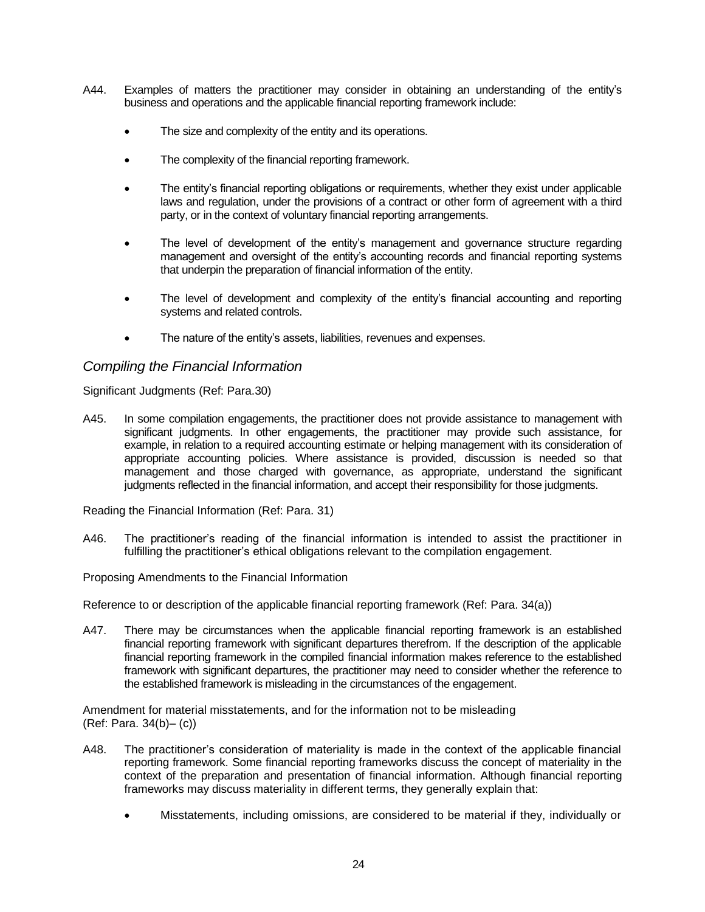A44. Examples of matters the practitioner may consider in obtaining an understanding of the entity's business and operations and the applicable financial reporting framework include:

- The size and complexity of the entity and its operations.
- The complexity of the financial reporting framework.
- The entity's financial reporting obligations or requirements, whether they exist under applicable laws and regulation, under the provisions of a contract or other form of agreement with a third party, or in the context of voluntary financial reporting arrangements.
- The level of development of the entity's management and governance structure regarding management and oversight of the entity's accounting records and financial reporting systems that underpin the preparation of financial information of the entity.
- The level of development and complexity of the entity's financial accounting and reporting systems and related controls.
- The nature of the entity's assets, liabilities, revenues and expenses.

## *Compiling the Financial Information*

Significant Judgments (Ref: Para.30)

A45. In some compilation engagements, the practitioner does not provide assistance to management with significant judgments. In other engagements, the practitioner may provide such assistance, for example, in relation to a required accounting estimate or helping management with its consideration of appropriate accounting policies. Where assistance is provided, discussion is needed so that management and those charged with governance, as appropriate, understand the significant judgments reflected in the financial information, and accept their responsibility for those judgments.

Reading the Financial Information (Ref: Para. 31)

A46. The practitioner's reading of the financial information is intended to assist the practitioner in fulfilling the practitioner's ethical obligations relevant to the compilation engagement.

Proposing Amendments to the Financial Information

Reference to or description of the applicable financial reporting framework (Ref: Para. 34(a))

A47. There may be circumstances when the applicable financial reporting framework is an established financial reporting framework with significant departures therefrom. If the description of the applicable financial reporting framework in the compiled financial information makes reference to the established framework with significant departures, the practitioner may need to consider whether the reference to the established framework is misleading in the circumstances of the engagement.

Amendment for material misstatements, and for the information not to be misleading (Ref: Para. 34(b)– (c))

A48. The practitioner's consideration of materiality is made in the context of the applicable financial reporting framework. Some financial reporting frameworks discuss the concept of materiality in the context of the preparation and presentation of financial information. Although financial reporting frameworks may discuss materiality in different terms, they generally explain that:

- Misstatements, including omissions, are considered to be material if they, individually or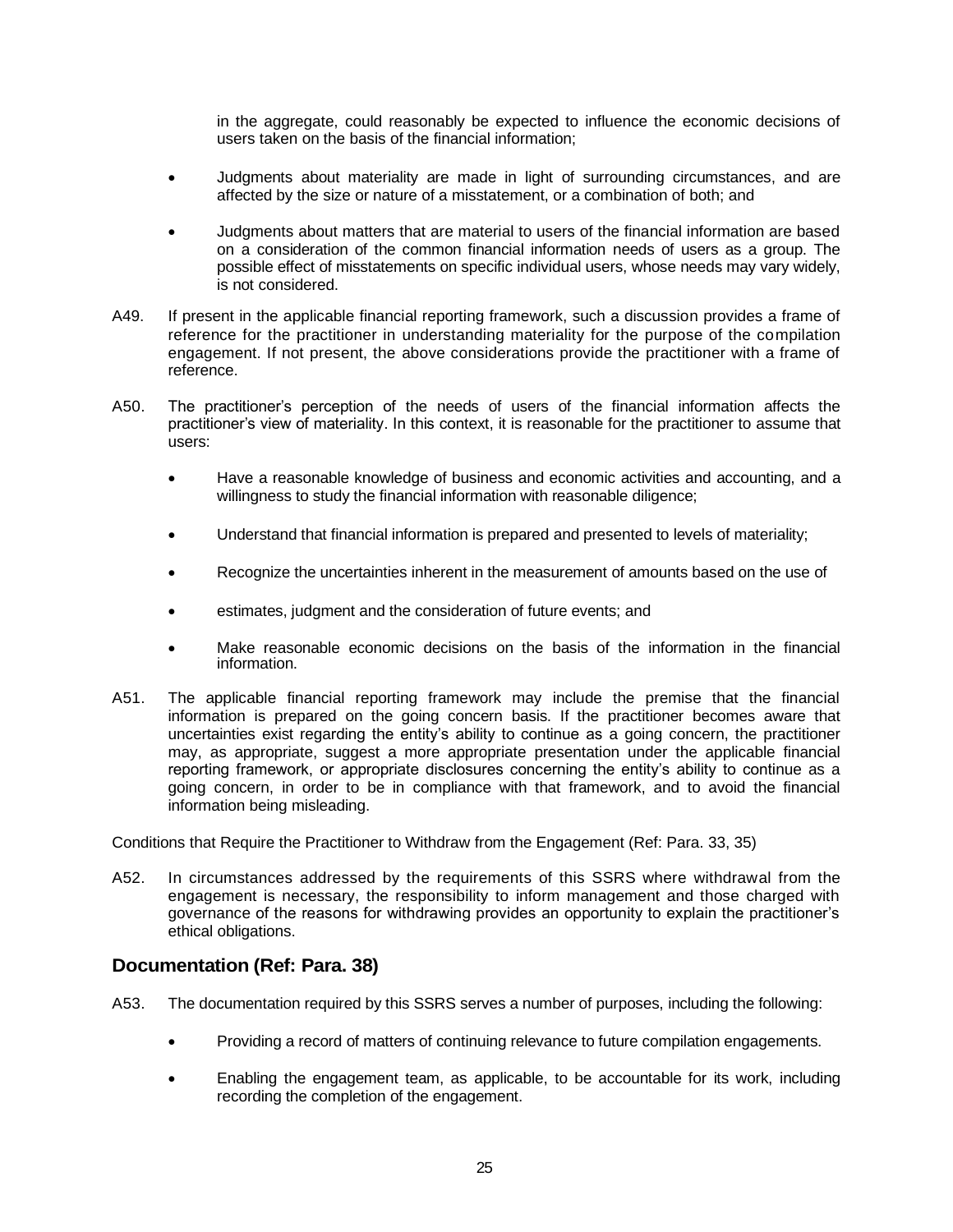in the aggregate, could reasonably be expected to influence the economic decisions of users taken on the basis of the financial information;

- Judgments about materiality are made in light of surrounding circumstances, and are affected by the size or nature of a misstatement, or a combination of both; and
- Judgments about matters that are material to users of the financial information are based on a consideration of the common financial information needs of users as a group. The possible effect of misstatements on specific individual users, whose needs may vary widely, is not considered.

A49. If present in the applicable financial reporting framework, such a discussion provides a frame of reference for the practitioner in understanding materiality for the purpose of the compilation engagement. If not present, the above considerations provide the practitioner with a frame of reference.

A50. The practitioner's perception of the needs of users of the financial information affects the practitioner's view of materiality. In this context, it is reasonable for the practitioner to assume that users:

- Have a reasonable knowledge of business and economic activities and accounting, and a willingness to study the financial information with reasonable diligence;
- Understand that financial information is prepared and presented to levels of materiality;
- Recognize the uncertainties inherent in the measurement of amounts based on the use of
- estimates, judgment and the consideration of future events; and
- Make reasonable economic decisions on the basis of the information in the financial information.

A51. The applicable financial reporting framework may include the premise that the financial information is prepared on the going concern basis. If the practitioner becomes aware that uncertainties exist regarding the entity's ability to continue as a going concern, the practitioner may, as appropriate, suggest a more appropriate presentation under the applicable financial reporting framework, or appropriate disclosures concerning the entity's ability to continue as a going concern, in order to be in compliance with that framework, and to avoid the financial information being misleading.

Conditions that Require the Practitioner to Withdraw from the Engagement (Ref: Para. 33, 35)

A52. In circumstances addressed by the requirements of this SSRS where withdrawal from the engagement is necessary, the responsibility to inform management and those charged with governance of the reasons for withdrawing provides an opportunity to explain the practitioner's ethical obligations.

## Documentation (Ref: Para. 38)

A53. The documentation required by this SSRS serves a number of purposes, including the following:

- Providing a record of matters of continuing relevance to future compilation engagements.
- Enabling the engagement team, as applicable, to be accountable for its work, including recording the completion of the engagement.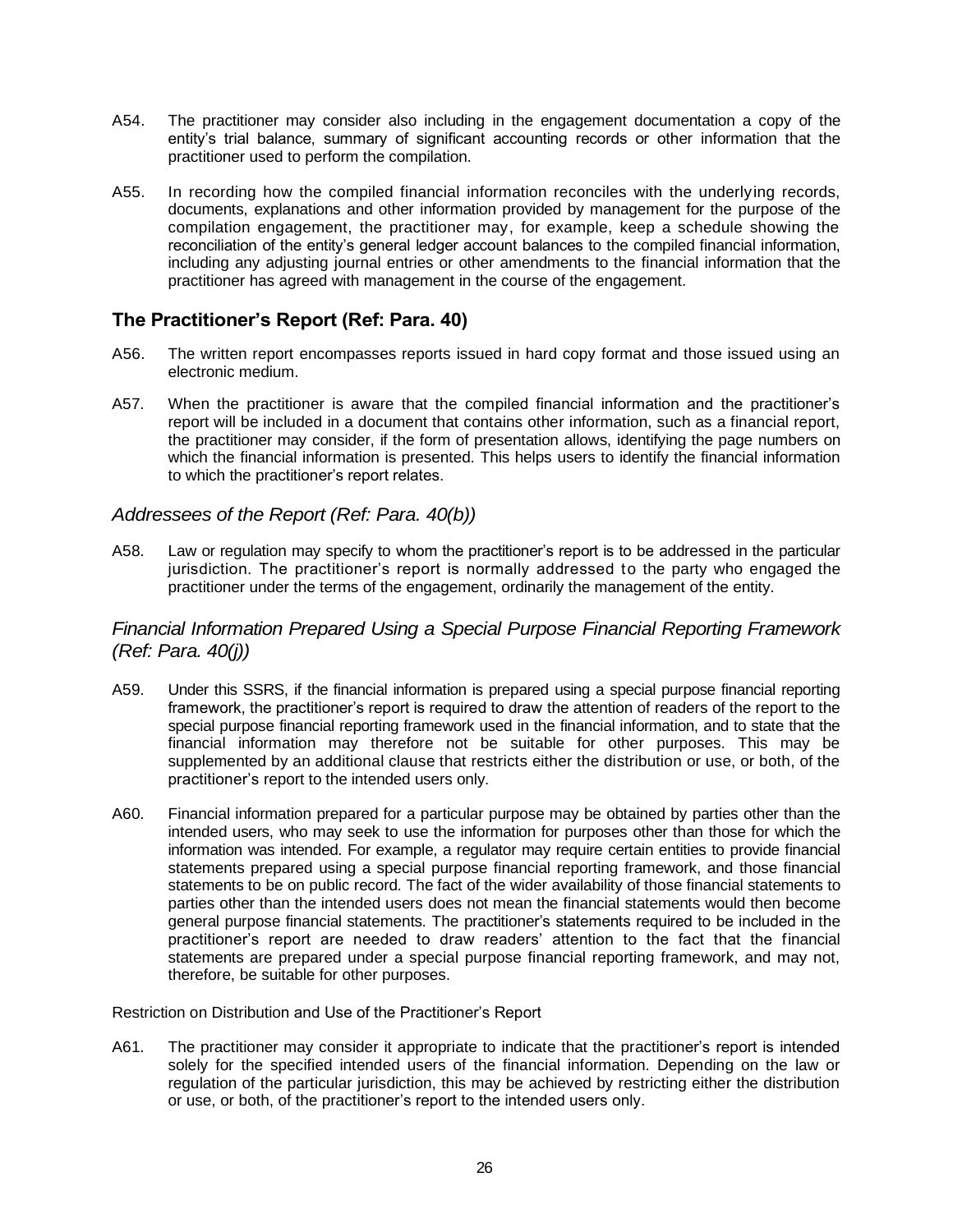A54. The practitioner may consider also including in the engagement documentation a copy of the entity's trial balance, summary of significant accounting records or other information that the practitioner used to perform the compilation.

A55. In recording how the compiled financial information reconciles with the underlying records, documents, explanations and other information provided by management for the purpose of the compilation engagement, the practitioner may, for example, keep a schedule showing the reconciliation of the entity's general ledger account balances to the compiled financial information, including any adjusting journal entries or other amendments to the financial information that the practitioner has agreed with management in the course of the engagement.

## The Practitioner's Report (Ref: Para. 40)

A56. The written report encompasses reports issued in hard copy format and those issued using an electronic medium.

A57. When the practitioner is aware that the compiled financial information and the practitioner's report will be included in a document that contains other information, such as a financial report, the practitioner may consider, if the form of presentation allows, identifying the page numbers on which the financial information is presented. This helps users to identify the financial information to which the practitioner's report relates.

### *Addressees of the Report (Ref: Para. 40(b))*

A58. Law or regulation may specify to whom the practitioner's report is to be addressed in the particular jurisdiction. The practitioner's report is normally addressed to the party who engaged the practitioner under the terms of the engagement, ordinarily the management of the entity.

### *Financial Information Prepared Using a Special Purpose Financial Reporting Framework (Ref: Para. 40(j))*

A59. Under this SSRS, if the financial information is prepared using a special purpose financial reporting framework, the practitioner's report is required to draw the attention of readers of the report to the special purpose financial reporting framework used in the financial information, and to state that the financial information may therefore not be suitable for other purposes. This may be supplemented by an additional clause that restricts either the distribution or use, or both, of the practitioner's report to the intended users only.

A60. Financial information prepared for a particular purpose may be obtained by parties other than the intended users, who may seek to use the information for purposes other than those for which the information was intended. For example, a regulator may require certain entities to provide financial statements prepared using a special purpose financial reporting framework, and those financial statements to be on public record. The fact of the wider availability of those financial statements to parties other than the intended users does not mean the financial statements would then become general purpose financial statements. The practitioner's statements required to be included in the practitioner's report are needed to draw readers' attention to the fact that the financial statements are prepared under a special purpose financial reporting framework, and may not, therefore, be suitable for other purposes.

Restriction on Distribution and Use of the Practitioner's Report

A61. The practitioner may consider it appropriate to indicate that the practitioner's report is intended solely for the specified intended users of the financial information. Depending on the law or regulation of the particular jurisdiction, this may be achieved by restricting either the distribution or use, or both, of the practitioner's report to the intended users only.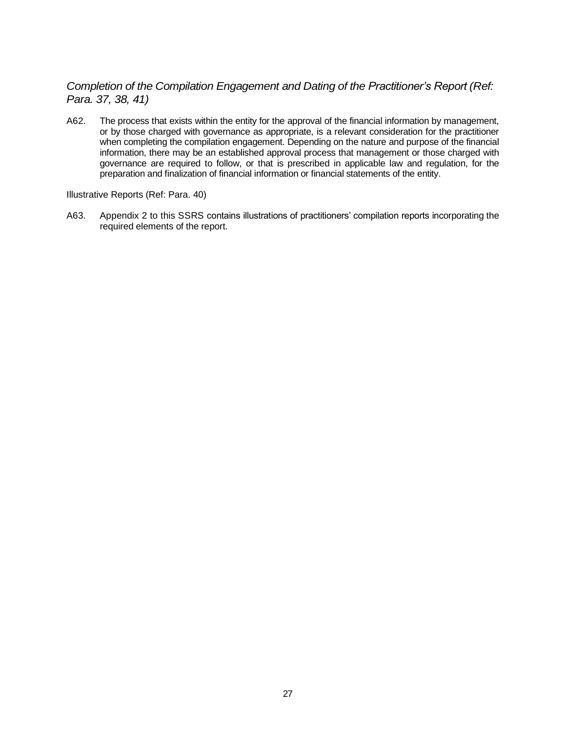### *Completion of the Compilation Engagement and Dating of the Practitioner's Report (Ref: Para. 37, 38, 41)*

A62. The process that exists within the entity for the approval of the financial information by management, or by those charged with governance as appropriate, is a relevant consideration for the practitioner when completing the compilation engagement. Depending on the nature and purpose of the financial information, there may be an established approval process that management or those charged with governance are required to follow, or that is prescribed in applicable law and regulation, for the preparation and finalization of financial information or financial statements of the entity.

Illustrative Reports (Ref: Para. 40)

A63. Appendix 2 to this SSRS contains illustrations of practitioners' compilation reports incorporating the required elements of the report.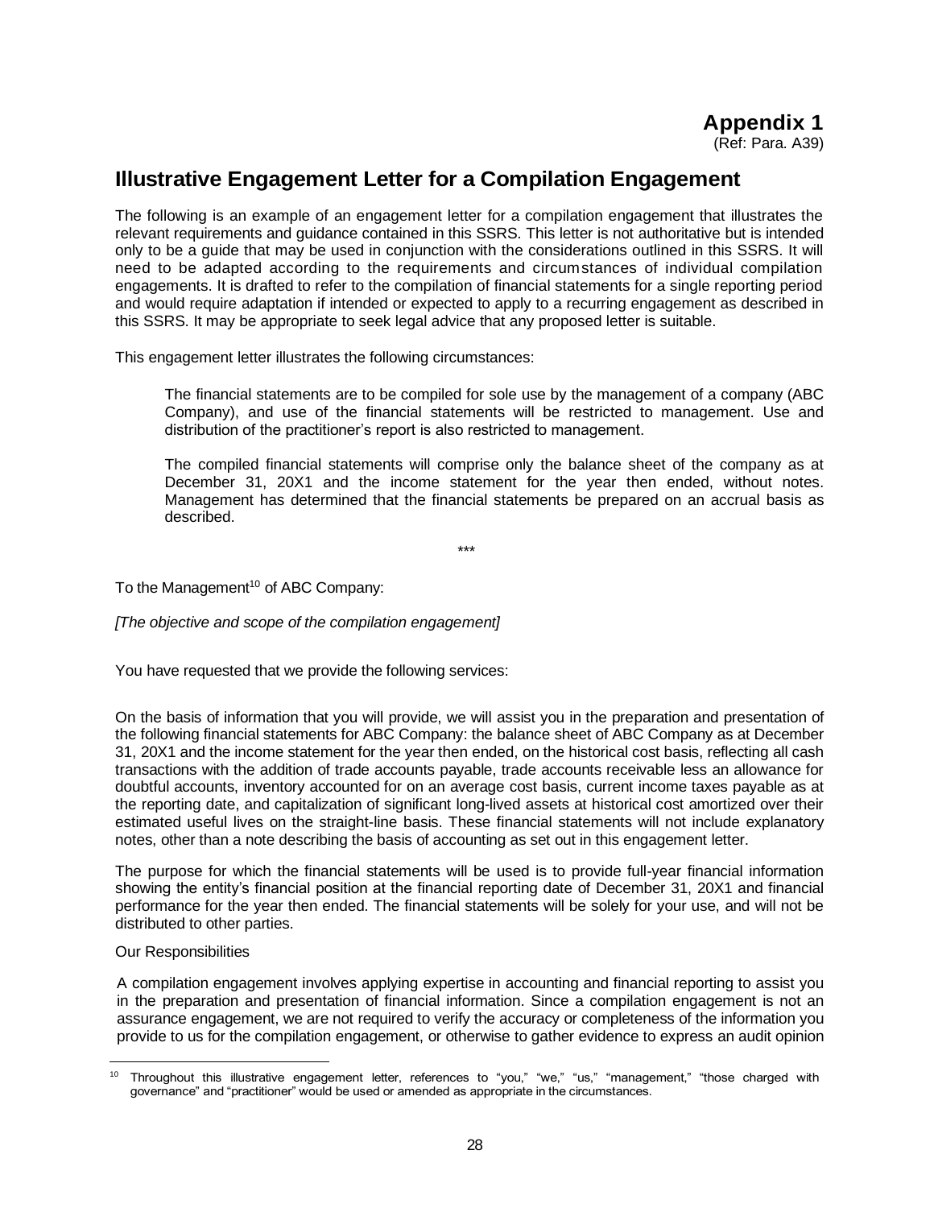# Appendix 1

(Ref: Para. A39)

## Illustrative Engagement Letter for a Compilation Engagement

The following is an example of an engagement letter for a compilation engagement that illustrates the relevant requirements and guidance contained in this SSRS. This letter is not authoritative but is intended only to be a guide that may be used in conjunction with the considerations outlined in this SSRS. It will need to be adapted according to the requirements and circumstances of individual compilation engagements. It is drafted to refer to the compilation of financial statements for a single reporting period and would require adaptation if intended or expected to apply to a recurring engagement as described in this SSRS. It may be appropriate to seek legal advice that any proposed letter is suitable.

This engagement letter illustrates the following circumstances:

> The financial statements are to be compiled for sole use by the management of a company (ABC Company), and use of the financial statements will be restricted to management. Use and distribution of the practitioner's report is also restricted to management.
>
> The compiled financial statements will comprise only the balance sheet of the company as at December 31, 20X1 and the income statement for the year then ended, without notes. Management has determined that the financial statements be prepared on an accrual basis as described.

\*\*\*

To the Management[10] of ABC Company:

*[The objective and scope of the compilation engagement]*

You have requested that we provide the following services:

On the basis of information that you will provide, we will assist you in the preparation and presentation of the following financial statements for ABC Company: the balance sheet of ABC Company as at December 31, 20X1 and the income statement for the year then ended, on the historical cost basis, reflecting all cash transactions with the addition of trade accounts payable, trade accounts receivable less an allowance for doubtful accounts, inventory accounted for on an average cost basis, current income taxes payable as at the reporting date, and capitalization of significant long-lived assets at historical cost amortized over their estimated useful lives on the straight-line basis. These financial statements will not include explanatory notes, other than a note describing the basis of accounting as set out in this engagement letter.

The purpose for which the financial statements will be used is to provide full-year financial information showing the entity's financial position at the financial reporting date of December 31, 20X1 and financial performance for the year then ended. The financial statements will be solely for your use, and will not be distributed to other parties.

Our Responsibilities

A compilation engagement involves applying expertise in accounting and financial reporting to assist you in the preparation and presentation of financial information. Since a compilation engagement is not an assurance engagement, we are not required to verify the accuracy or completeness of the information you provide to us for the compilation engagement, or otherwise to gather evidence to express an audit opinion

[10] Throughout this illustrative engagement letter, references to "you," "we," "us," "management," "those charged with governance" and "practitioner" would be used or amended as appropriate in the circumstances.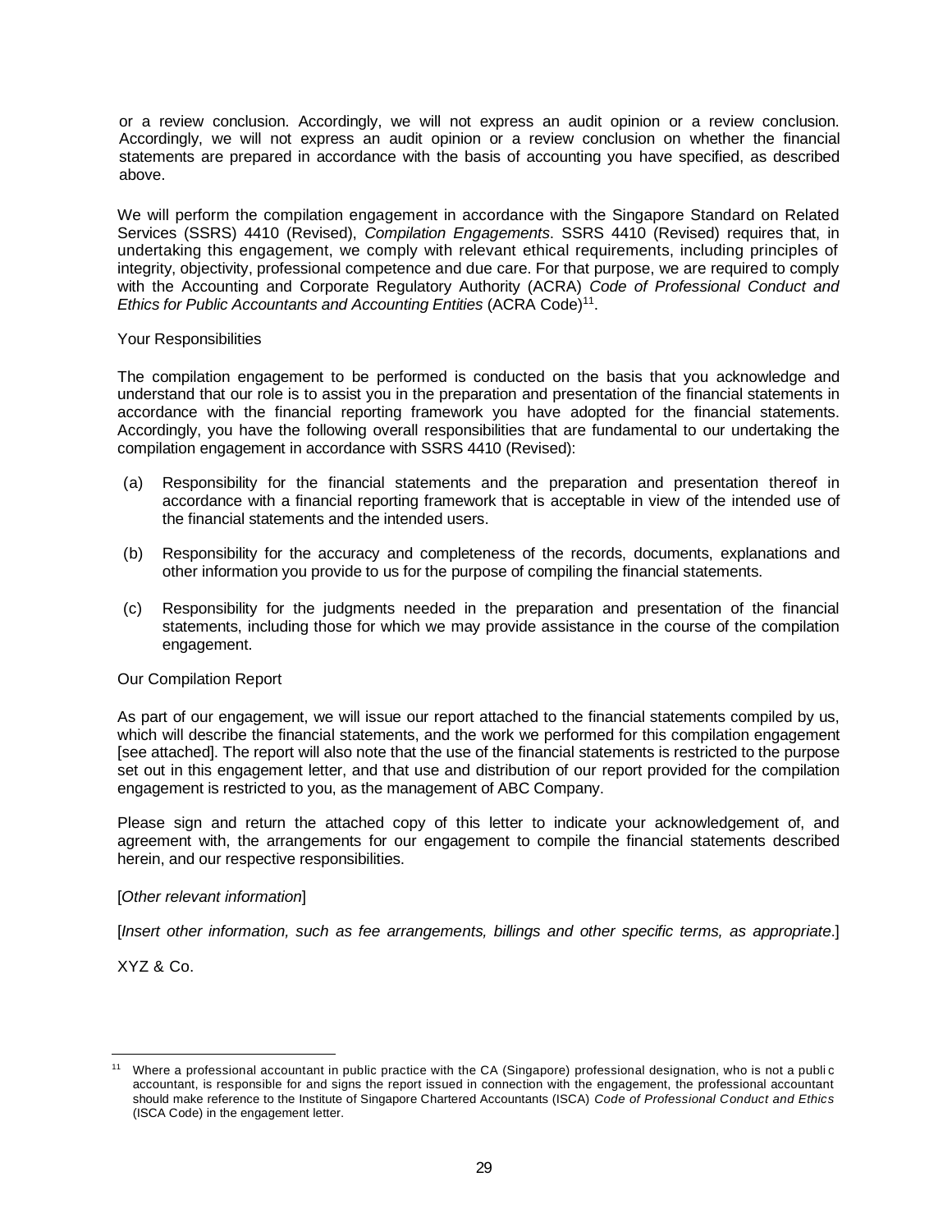or a review conclusion. Accordingly, we will not express an audit opinion or a review conclusion. Accordingly, we will not express an audit opinion or a review conclusion on whether the financial statements are prepared in accordance with the basis of accounting you have specified, as described above.

We will perform the compilation engagement in accordance with the Singapore Standard on Related Services (SSRS) 4410 (Revised), *Compilation Engagements*. SSRS 4410 (Revised) requires that, in undertaking this engagement, we comply with relevant ethical requirements, including principles of integrity, objectivity, professional competence and due care. For that purpose, we are required to comply with the Accounting and Corporate Regulatory Authority (ACRA) *Code of Professional Conduct and Ethics for Public Accountants and Accounting Entities* (ACRA Code)[11].

Your Responsibilities

The compilation engagement to be performed is conducted on the basis that you acknowledge and understand that our role is to assist you in the preparation and presentation of the financial statements in accordance with the financial reporting framework you have adopted for the financial statements. Accordingly, you have the following overall responsibilities that are fundamental to our undertaking the compilation engagement in accordance with SSRS 4410 (Revised):

(a) Responsibility for the financial statements and the preparation and presentation thereof in accordance with a financial reporting framework that is acceptable in view of the intended use of the financial statements and the intended users.

(b) Responsibility for the accuracy and completeness of the records, documents, explanations and other information you provide to us for the purpose of compiling the financial statements.

(c) Responsibility for the judgments needed in the preparation and presentation of the financial statements, including those for which we may provide assistance in the course of the compilation engagement.

Our Compilation Report

As part of our engagement, we will issue our report attached to the financial statements compiled by us, which will describe the financial statements, and the work we performed for this compilation engagement [see attached]. The report will also note that the use of the financial statements is restricted to the purpose set out in this engagement letter, and that use and distribution of our report provided for the compilation engagement is restricted to you, as the management of ABC Company.

Please sign and return the attached copy of this letter to indicate your acknowledgement of, and agreement with, the arrangements for our engagement to compile the financial statements described herein, and our respective responsibilities.

[*Other relevant information*]

[*Insert other information, such as fee arrangements, billings and other specific terms, as appropriate*.]

XYZ & Co.

---

[11] Where a professional accountant in public practice with the CA (Singapore) professional designation, who is not a public accountant, is responsible for and signs the report issued in connection with the engagement, the professional accountant should make reference to the Institute of Singapore Chartered Accountants (ISCA) *Code of Professional Conduct and Ethics* (ISCA Code) in the engagement letter.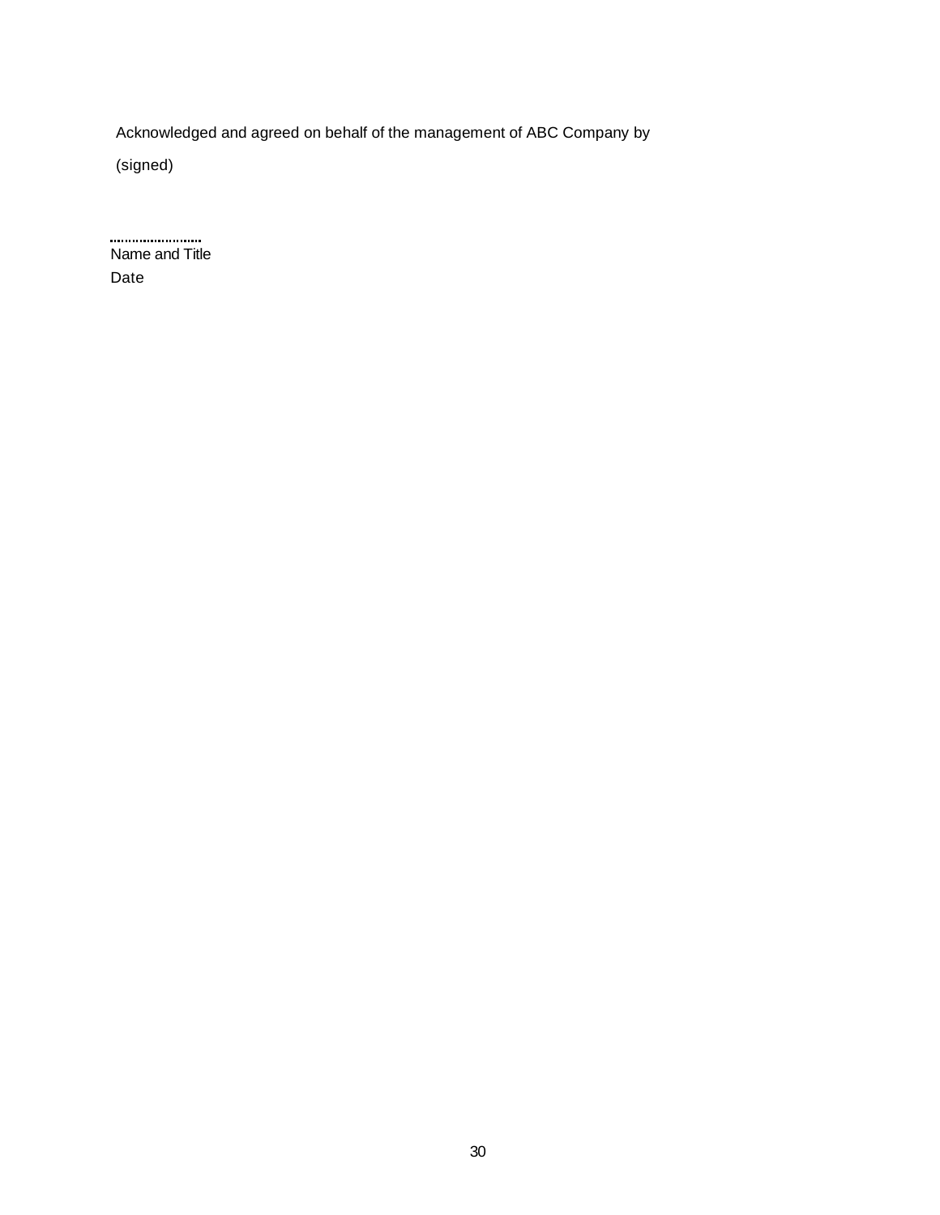Acknowledged and agreed on behalf of the management of ABC Company by

(signed)

……………………

Name and Title

Date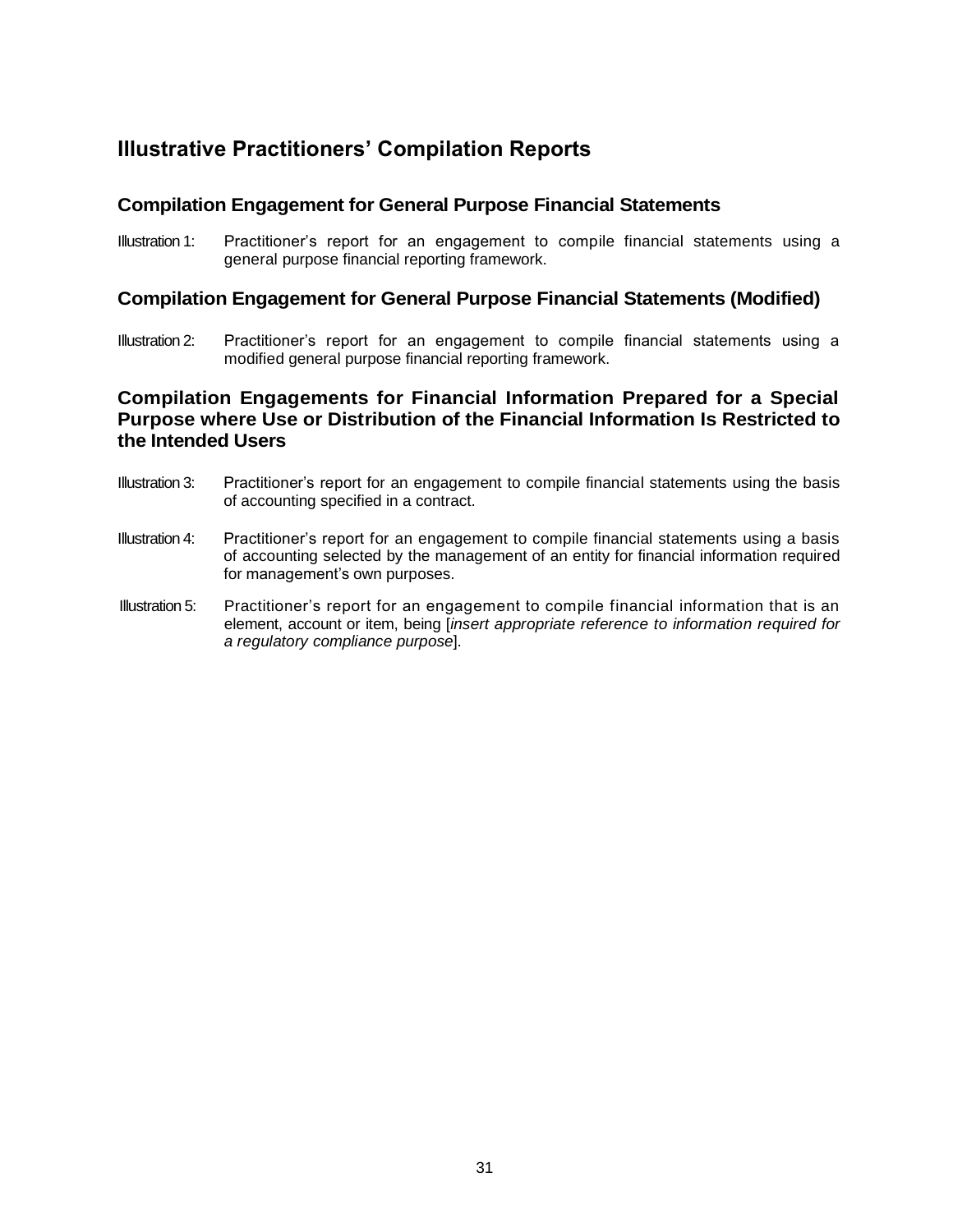# Illustrative Practitioners' Compilation Reports

## Compilation Engagement for General Purpose Financial Statements

Illustration 1: Practitioner's report for an engagement to compile financial statements using a general purpose financial reporting framework.

## Compilation Engagement for General Purpose Financial Statements (Modified)

Illustration 2: Practitioner's report for an engagement to compile financial statements using a modified general purpose financial reporting framework.

## Compilation Engagements for Financial Information Prepared for a Special Purpose where Use or Distribution of the Financial Information Is Restricted to the Intended Users

Illustration 3: Practitioner's report for an engagement to compile financial statements using the basis of accounting specified in a contract.

Illustration 4: Practitioner's report for an engagement to compile financial statements using a basis of accounting selected by the management of an entity for financial information required for management's own purposes.

Illustration 5: Practitioner's report for an engagement to compile financial information that is an element, account or item, being [*insert appropriate reference to information required for a regulatory compliance purpose*].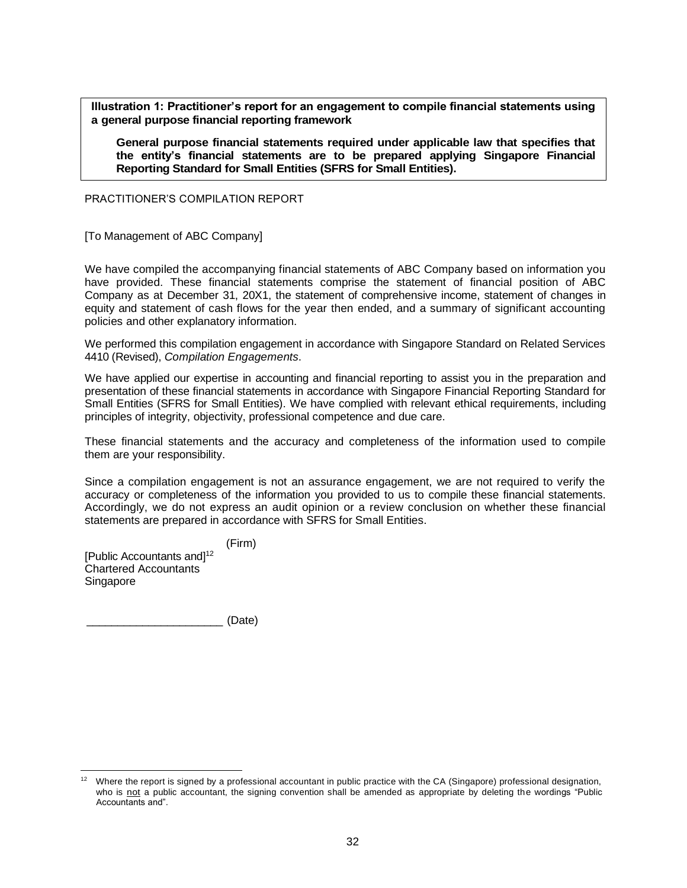**Illustration 1: Practitioner's report for an engagement to compile financial statements using a general purpose financial reporting framework**

**General purpose financial statements required under applicable law that specifies that the entity's financial statements are to be prepared applying Singapore Financial Reporting Standard for Small Entities (SFRS for Small Entities).**

PRACTITIONER'S COMPILATION REPORT

[To Management of ABC Company]

We have compiled the accompanying financial statements of ABC Company based on information you have provided. These financial statements comprise the statement of financial position of ABC Company as at December 31, 20X1, the statement of comprehensive income, statement of changes in equity and statement of cash flows for the year then ended, and a summary of significant accounting policies and other explanatory information.

We performed this compilation engagement in accordance with Singapore Standard on Related Services 4410 (Revised), *Compilation Engagements*.

We have applied our expertise in accounting and financial reporting to assist you in the preparation and presentation of these financial statements in accordance with Singapore Financial Reporting Standard for Small Entities (SFRS for Small Entities). We have complied with relevant ethical requirements, including principles of integrity, objectivity, professional competence and due care.

These financial statements and the accuracy and completeness of the information used to compile them are your responsibility.

Since a compilation engagement is not an assurance engagement, we are not required to verify the accuracy or completeness of the information you provided to us to compile these financial statements. Accordingly, we do not express an audit opinion or a review conclusion on whether these financial statements are prepared in accordance with SFRS for Small Entities.

(Firm)

[Public Accountants and][12]
Chartered Accountants
Singapore

_____________________ (Date)

---

[12] Where the report is signed by a professional accountant in public practice with the CA (Singapore) professional designation, who is not a public accountant, the signing convention shall be amended as appropriate by deleting the wordings "Public Accountants and".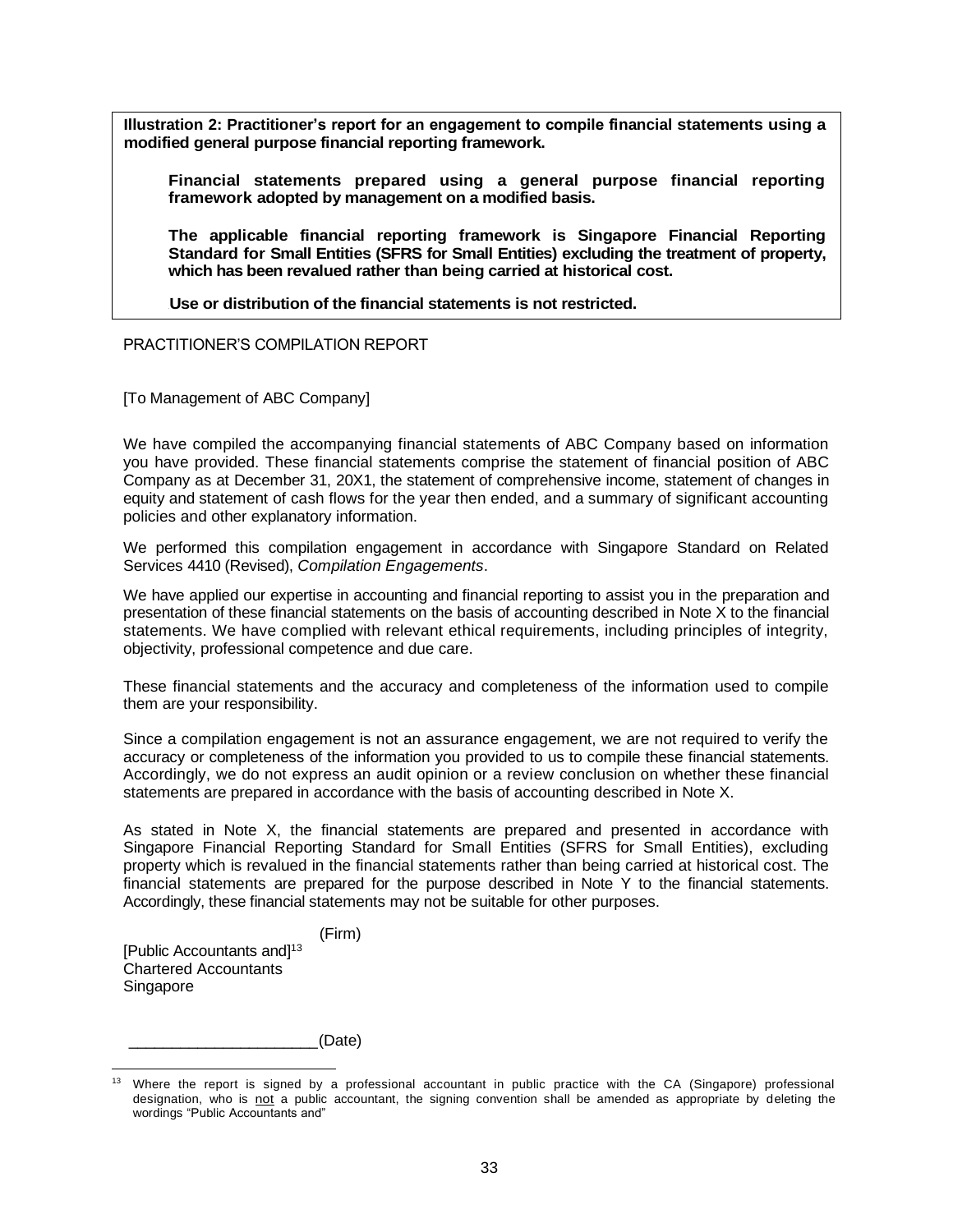**Illustration 2: Practitioner's report for an engagement to compile financial statements using a modified general purpose financial reporting framework.**

> **Financial statements prepared using a general purpose financial reporting framework adopted by management on a modified basis.**
>
> **The applicable financial reporting framework is Singapore Financial Reporting Standard for Small Entities (SFRS for Small Entities) excluding the treatment of property, which has been revalued rather than being carried at historical cost.**
>
> **Use or distribution of the financial statements is not restricted.**

PRACTITIONER'S COMPILATION REPORT

[To Management of ABC Company]

We have compiled the accompanying financial statements of ABC Company based on information you have provided. These financial statements comprise the statement of financial position of ABC Company as at December 31, 20X1, the statement of comprehensive income, statement of changes in equity and statement of cash flows for the year then ended, and a summary of significant accounting policies and other explanatory information.

We performed this compilation engagement in accordance with Singapore Standard on Related Services 4410 (Revised), *Compilation Engagements*.

We have applied our expertise in accounting and financial reporting to assist you in the preparation and presentation of these financial statements on the basis of accounting described in Note X to the financial statements. We have complied with relevant ethical requirements, including principles of integrity, objectivity, professional competence and due care.

These financial statements and the accuracy and completeness of the information used to compile them are your responsibility.

Since a compilation engagement is not an assurance engagement, we are not required to verify the accuracy or completeness of the information you provided to us to compile these financial statements. Accordingly, we do not express an audit opinion or a review conclusion on whether these financial statements are prepared in accordance with the basis of accounting described in Note X.

As stated in Note X, the financial statements are prepared and presented in accordance with Singapore Financial Reporting Standard for Small Entities (SFRS for Small Entities), excluding property which is revalued in the financial statements rather than being carried at historical cost. The financial statements are prepared for the purpose described in Note Y to the financial statements. Accordingly, these financial statements may not be suitable for other purposes.

(Firm)

[Public Accountants and][13]
Chartered Accountants
Singapore

______________________(Date)

---

[13] Where the report is signed by a professional accountant in public practice with the CA (Singapore) professional designation, who is not a public accountant, the signing convention shall be amended as appropriate by deleting the wordings "Public Accountants and"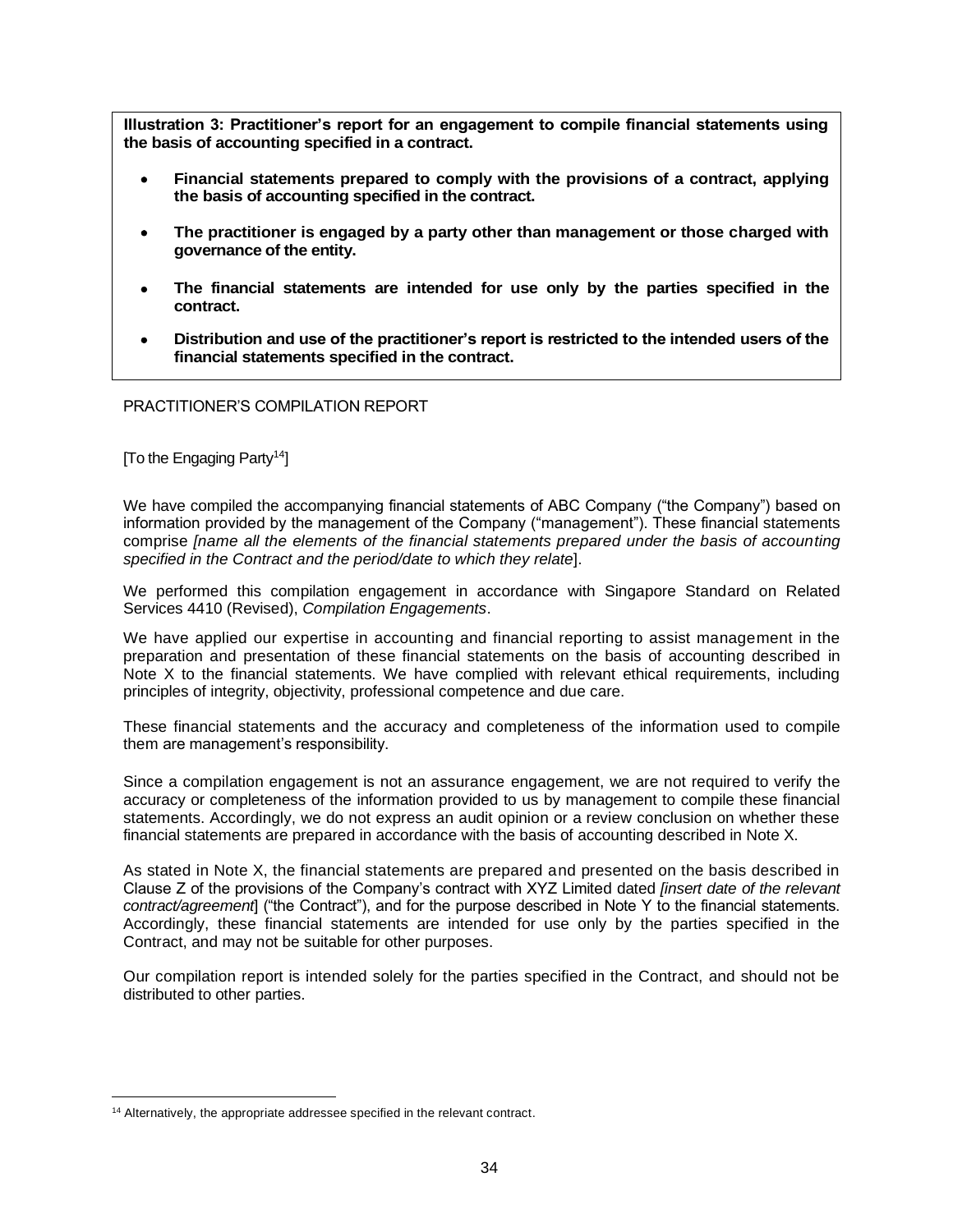**Illustration 3: Practitioner's report for an engagement to compile financial statements using the basis of accounting specified in a contract.**

- **Financial statements prepared to comply with the provisions of a contract, applying the basis of accounting specified in the contract.**
- **The practitioner is engaged by a party other than management or those charged with governance of the entity.**
- **The financial statements are intended for use only by the parties specified in the contract.**
- **Distribution and use of the practitioner's report is restricted to the intended users of the financial statements specified in the contract.**

PRACTITIONER'S COMPILATION REPORT

[To the Engaging Party[14]]

We have compiled the accompanying financial statements of ABC Company ("the Company") based on information provided by the management of the Company ("management"). These financial statements comprise *[name all the elements of the financial statements prepared under the basis of accounting specified in the Contract and the period/date to which they relate*].

We performed this compilation engagement in accordance with Singapore Standard on Related Services 4410 (Revised), *Compilation Engagements*.

We have applied our expertise in accounting and financial reporting to assist management in the preparation and presentation of these financial statements on the basis of accounting described in Note X to the financial statements. We have complied with relevant ethical requirements, including principles of integrity, objectivity, professional competence and due care.

These financial statements and the accuracy and completeness of the information used to compile them are management's responsibility.

Since a compilation engagement is not an assurance engagement, we are not required to verify the accuracy or completeness of the information provided to us by management to compile these financial statements. Accordingly, we do not express an audit opinion or a review conclusion on whether these financial statements are prepared in accordance with the basis of accounting described in Note X.

As stated in Note X, the financial statements are prepared and presented on the basis described in Clause Z of the provisions of the Company's contract with XYZ Limited dated *[insert date of the relevant contract/agreement*] ("the Contract"), and for the purpose described in Note Y to the financial statements. Accordingly, these financial statements are intended for use only by the parties specified in the Contract, and may not be suitable for other purposes.

Our compilation report is intended solely for the parties specified in the Contract, and should not be distributed to other parties.

---

[14] Alternatively, the appropriate addressee specified in the relevant contract.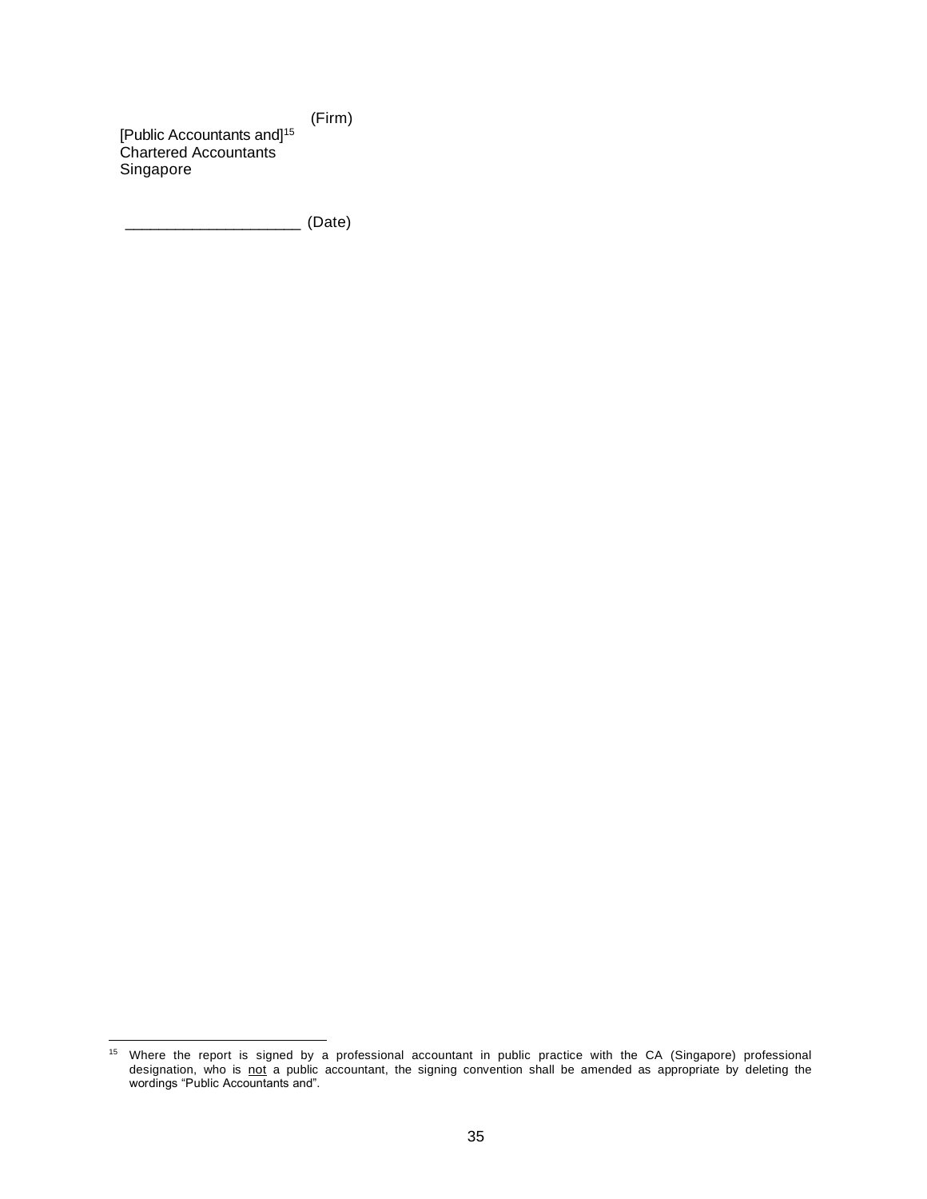(Firm)

[Public Accountants and][15]
Chartered Accountants
Singapore

____________________ (Date)

---

[15] Where the report is signed by a professional accountant in public practice with the CA (Singapore) professional designation, who is not a public accountant, the signing convention shall be amended as appropriate by deleting the wordings "Public Accountants and".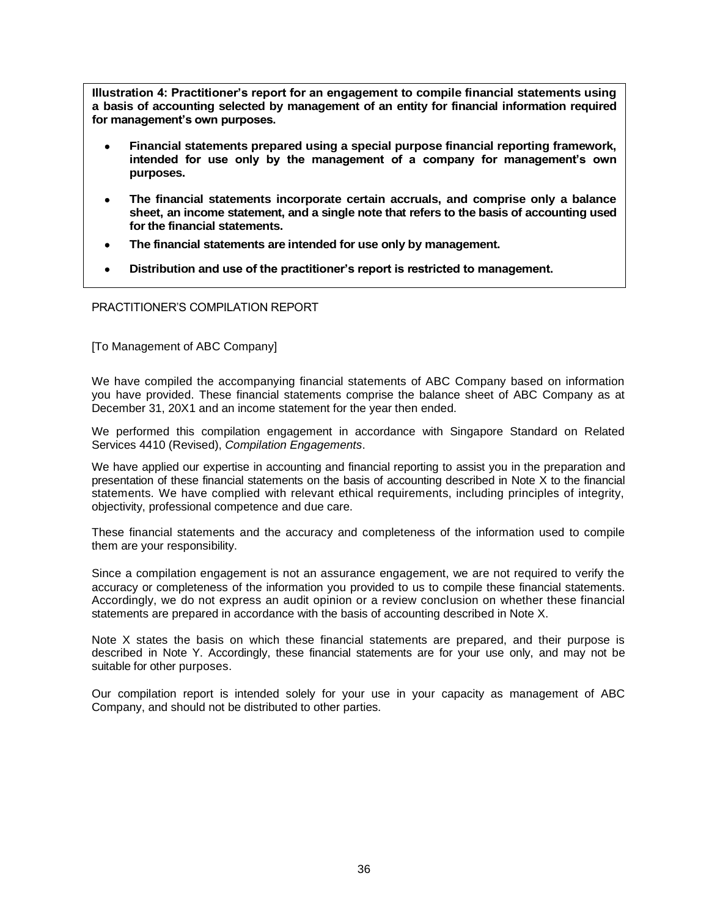**Illustration 4: Practitioner's report for an engagement to compile financial statements using a basis of accounting selected by management of an entity for financial information required for management's own purposes.**

- **Financial statements prepared using a special purpose financial reporting framework, intended for use only by the management of a company for management's own purposes.**
- **The financial statements incorporate certain accruals, and comprise only a balance sheet, an income statement, and a single note that refers to the basis of accounting used for the financial statements.**
- **The financial statements are intended for use only by management.**
- **Distribution and use of the practitioner's report is restricted to management.**

PRACTITIONER'S COMPILATION REPORT

[To Management of ABC Company]

We have compiled the accompanying financial statements of ABC Company based on information you have provided. These financial statements comprise the balance sheet of ABC Company as at December 31, 20X1 and an income statement for the year then ended.

We performed this compilation engagement in accordance with Singapore Standard on Related Services 4410 (Revised), *Compilation Engagements*.

We have applied our expertise in accounting and financial reporting to assist you in the preparation and presentation of these financial statements on the basis of accounting described in Note X to the financial statements. We have complied with relevant ethical requirements, including principles of integrity, objectivity, professional competence and due care.

These financial statements and the accuracy and completeness of the information used to compile them are your responsibility.

Since a compilation engagement is not an assurance engagement, we are not required to verify the accuracy or completeness of the information you provided to us to compile these financial statements. Accordingly, we do not express an audit opinion or a review conclusion on whether these financial statements are prepared in accordance with the basis of accounting described in Note X.

Note X states the basis on which these financial statements are prepared, and their purpose is described in Note Y. Accordingly, these financial statements are for your use only, and may not be suitable for other purposes.

Our compilation report is intended solely for your use in your capacity as management of ABC Company, and should not be distributed to other parties.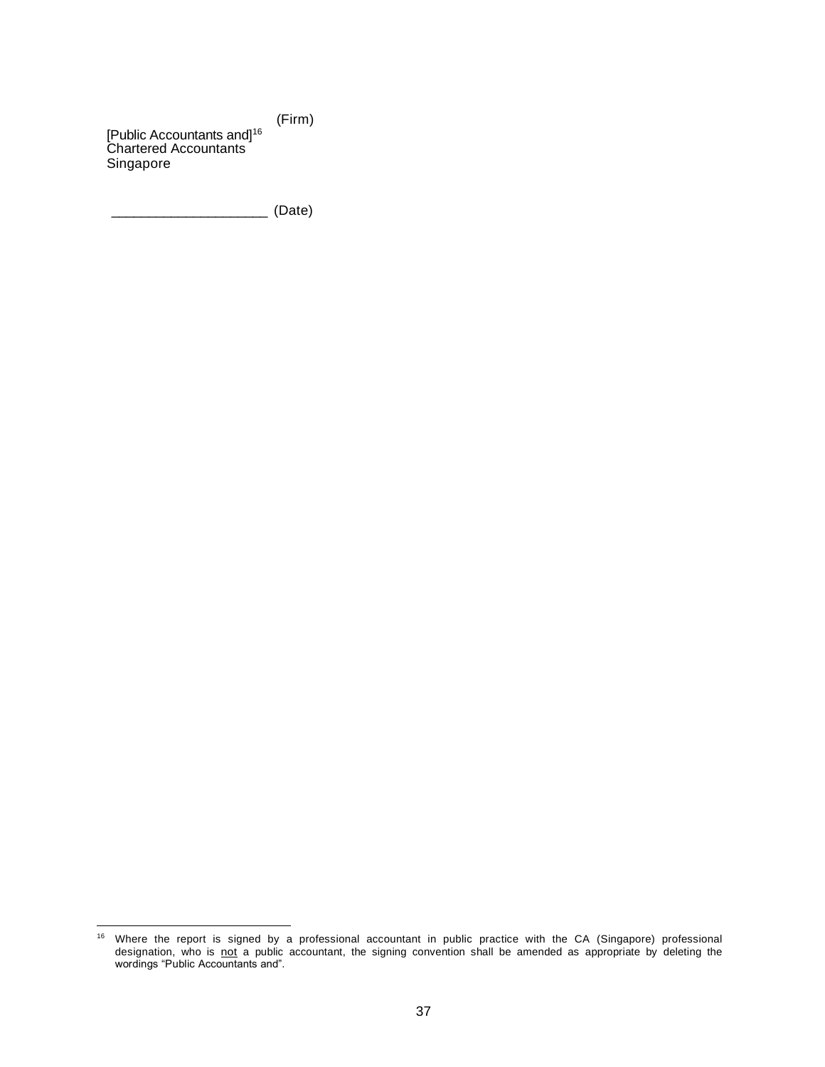(Firm)

[Public Accountants and][16]
Chartered Accountants
Singapore

____________________ (Date)

---

[16] Where the report is signed by a professional accountant in public practice with the CA (Singapore) professional designation, who is not a public accountant, the signing convention shall be amended as appropriate by deleting the wordings "Public Accountants and".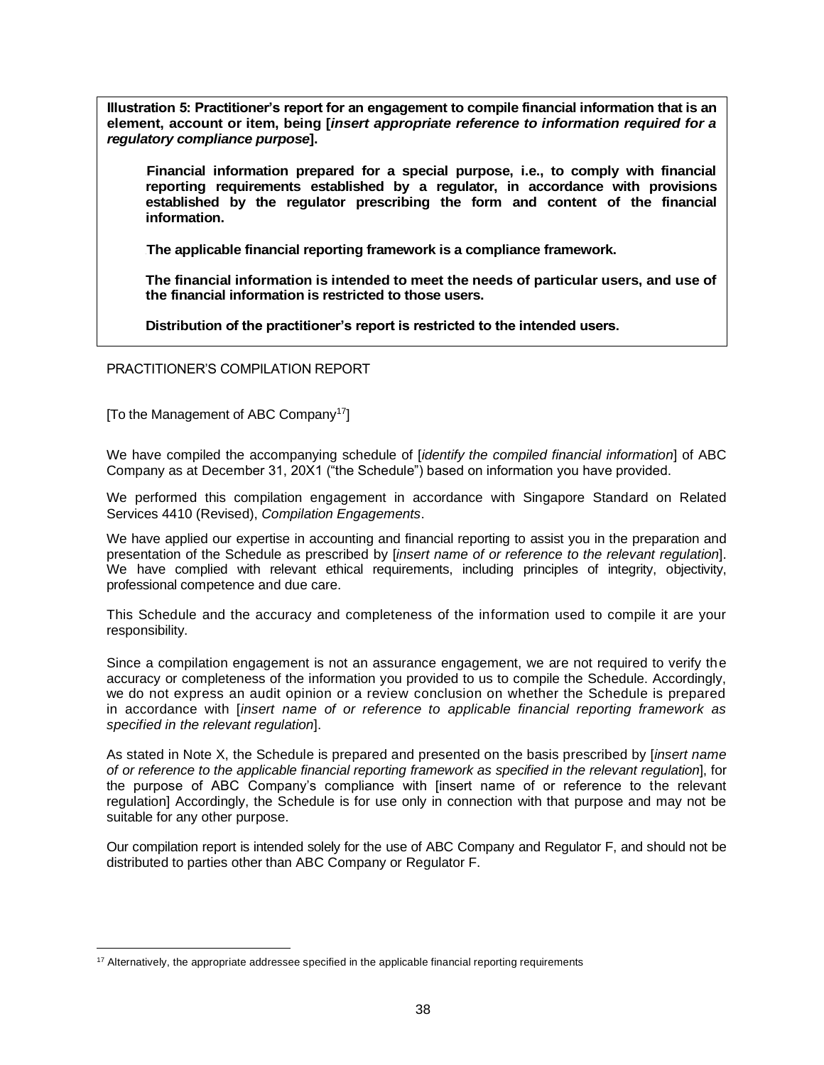**Illustration 5: Practitioner's report for an engagement to compile financial information that is an element, account or item, being [*insert appropriate reference to information required for a regulatory compliance purpose*].**

> **Financial information prepared for a special purpose, i.e., to comply with financial reporting requirements established by a regulator, in accordance with provisions established by the regulator prescribing the form and content of the financial information.**
>
> **The applicable financial reporting framework is a compliance framework.**
>
> **The financial information is intended to meet the needs of particular users, and use of the financial information is restricted to those users.**
>
> **Distribution of the practitioner's report is restricted to the intended users.**

PRACTITIONER'S COMPILATION REPORT

[To the Management of ABC Company[17]]

We have compiled the accompanying schedule of [*identify the compiled financial information*] of ABC Company as at December 31, 20X1 ("the Schedule") based on information you have provided.

We performed this compilation engagement in accordance with Singapore Standard on Related Services 4410 (Revised), *Compilation Engagements*.

We have applied our expertise in accounting and financial reporting to assist you in the preparation and presentation of the Schedule as prescribed by [*insert name of or reference to the relevant regulation*]. We have complied with relevant ethical requirements, including principles of integrity, objectivity, professional competence and due care.

This Schedule and the accuracy and completeness of the information used to compile it are your responsibility.

Since a compilation engagement is not an assurance engagement, we are not required to verify the accuracy or completeness of the information you provided to us to compile the Schedule. Accordingly, we do not express an audit opinion or a review conclusion on whether the Schedule is prepared in accordance with [*insert name of or reference to applicable financial reporting framework as specified in the relevant regulation*].

As stated in Note X, the Schedule is prepared and presented on the basis prescribed by [*insert name of or reference to the applicable financial reporting framework as specified in the relevant regulation*], for the purpose of ABC Company's compliance with [insert name of or reference to the relevant regulation] Accordingly, the Schedule is for use only in connection with that purpose and may not be suitable for any other purpose.

Our compilation report is intended solely for the use of ABC Company and Regulator F, and should not be distributed to parties other than ABC Company or Regulator F.

---

[17] Alternatively, the appropriate addressee specified in the applicable financial reporting requirements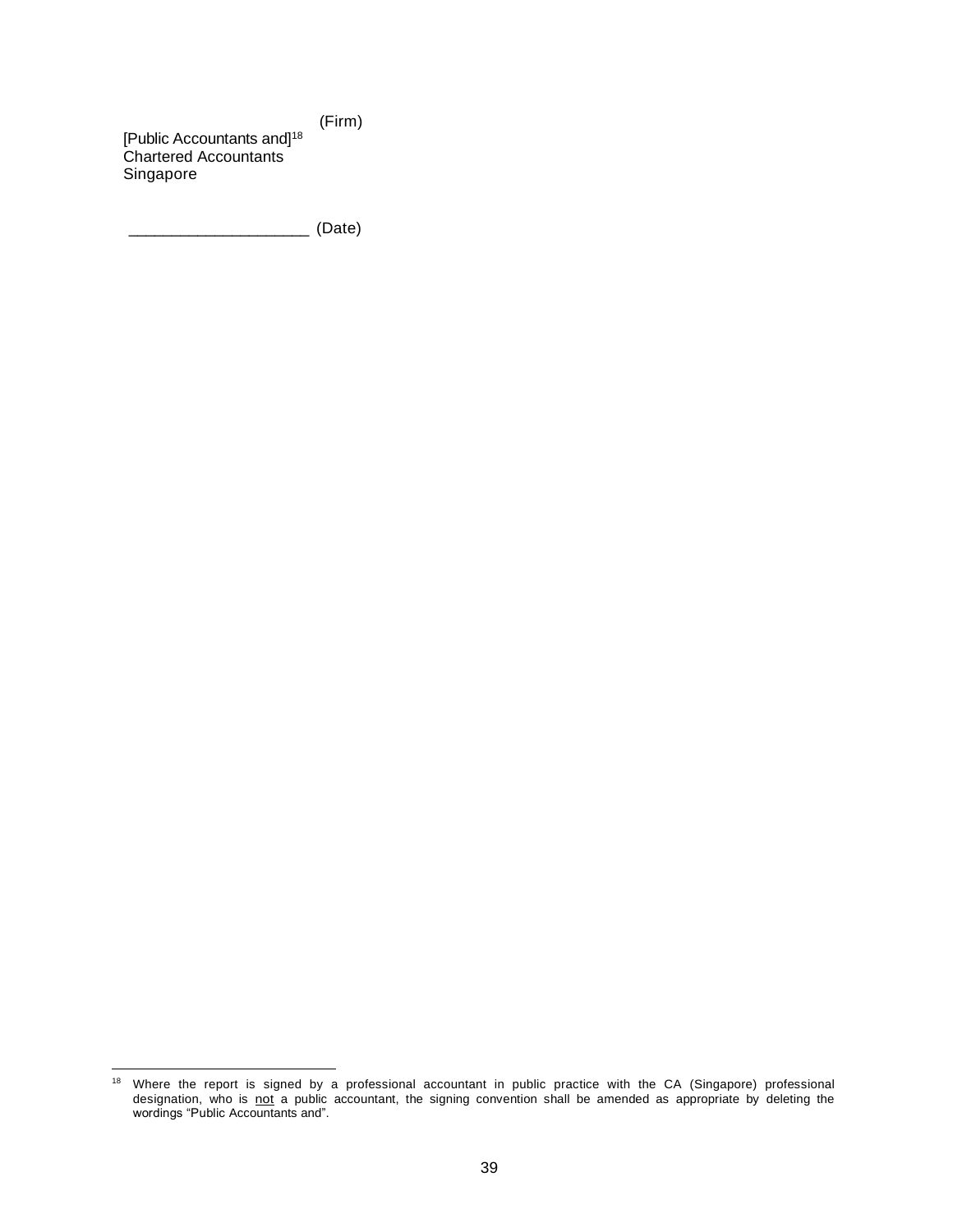(Firm)
[Public Accountants and][18]
Chartered Accountants
Singapore

____________________ (Date)

[18] Where the report is signed by a professional accountant in public practice with the CA (Singapore) professional designation, who is not a public accountant, the signing convention shall be amended as appropriate by deleting the wordings “Public Accountants and”.